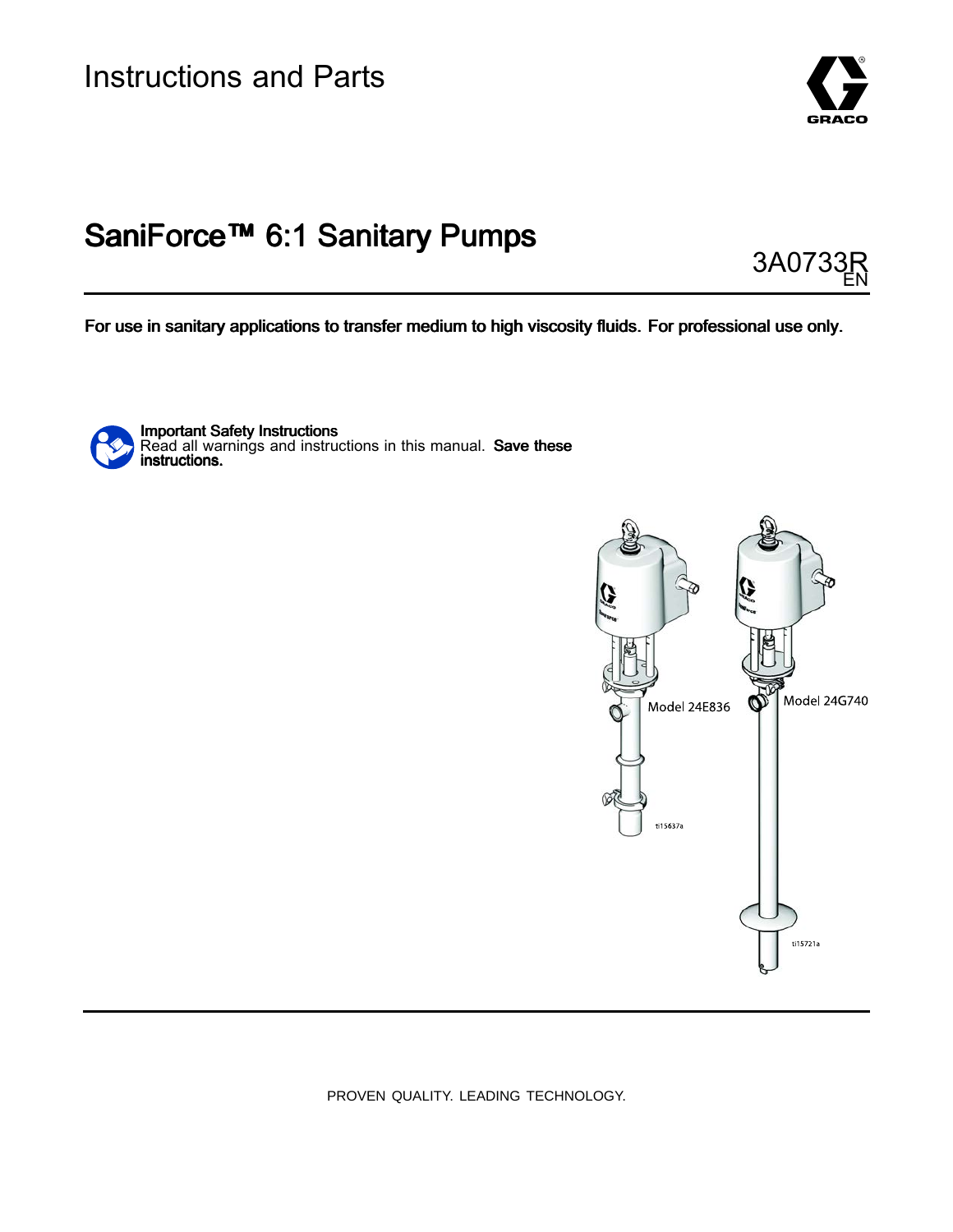Instructions and Parts

# SaniForce™ 6:1 Sanitary Pumps

3A0733R
EN

**For use in sanitary applications to transfer medium to high viscosity fluids. For professional use only.**

**Important Safety Instructions**
Read all warnings and instructions in this manual. **Save these instructions.**

Model 24E836

Model 24G740

PROVEN QUALITY. LEADING TECHNOLOGY.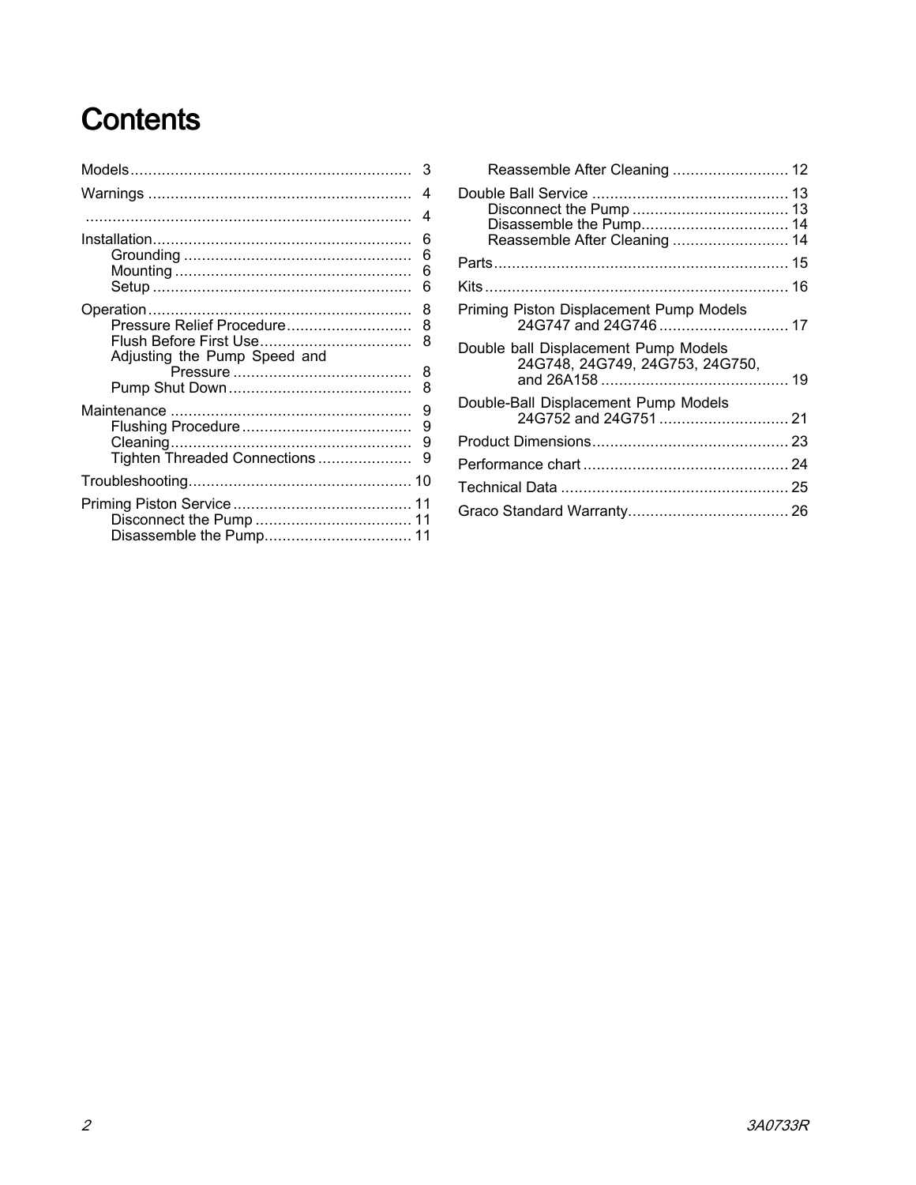# Contents

- Models ............................................................... 3
- Warnings ........................................................... 4
- ......................................................................... 4
- Installation.......................................................... 6
  - Grounding ................................................... 6
  - Mounting ..................................................... 6
  - Setup .......................................................... 6
- Operation ........................................................... 8
  - Pressure Relief Procedure............................ 8
  - Flush Before First Use.................................. 8
  - Adjusting the Pump Speed and Pressure ........................................ 8
  - Pump Shut Down ......................................... 8
- Maintenance ...................................................... 9
  - Flushing Procedure ...................................... 9
  - Cleaning...................................................... 9
  - Tighten Threaded Connections ..................... 9
- Troubleshooting.................................................. 10
- Priming Piston Service ........................................ 11
  - Disconnect the Pump ................................... 11
  - Disassemble the Pump................................. 11
  - Reassemble After Cleaning .......................... 12
- Double Ball Service ............................................ 13
  - Disconnect the Pump ................................... 13
  - Disassemble the Pump................................. 14
  - Reassemble After Cleaning .......................... 14
- Parts.................................................................. 15
- Kits .................................................................... 16
- Priming Piston Displacement Pump Models 24G747 and 24G746 ............................. 17
- Double ball Displacement Pump Models 24G748, 24G749, 24G753, 24G750, and 26A158 .......................................... 19
- Double-Ball Displacement Pump Models 24G752 and 24G751 ............................. 21
- Product Dimensions............................................ 23
- Performance chart .............................................. 24
- Technical Data ................................................... 25
- Graco Standard Warranty.................................... 26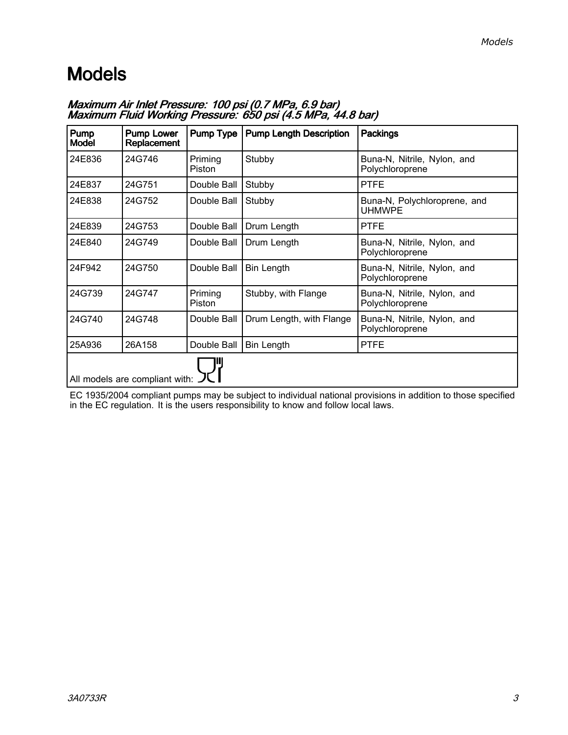# Models

***Maximum Air Inlet Pressure: 100 psi (0.7 MPa, 6.9 bar)***
***Maximum Fluid Working Pressure: 650 psi (4.5 MPa, 44.8 bar)***

| Pump Model | Pump Lower Replacement | Pump Type | Pump Length Description | Packings |
|---|---|---|---|---|
| 24E836 | 24G746 | Priming Piston | Stubby | Buna-N, Nitrile, Nylon, and Polychloroprene |
| 24E837 | 24G751 | Double Ball | Stubby | PTFE |
| 24E838 | 24G752 | Double Ball | Stubby | Buna-N, Polychloroprene, and UHMWPE |
| 24E839 | 24G753 | Double Ball | Drum Length | PTFE |
| 24E840 | 24G749 | Double Ball | Drum Length | Buna-N, Nitrile, Nylon, and Polychloroprene |
| 24F942 | 24G750 | Double Ball | Bin Length | Buna-N, Nitrile, Nylon, and Polychloroprene |
| 24G739 | 24G747 | Priming Piston | Stubby, with Flange | Buna-N, Nitrile, Nylon, and Polychloroprene |
| 24G740 | 24G748 | Double Ball | Drum Length, with Flange | Buna-N, Nitrile, Nylon, and Polychloroprene |
| 25A936 | 26A158 | Double Ball | Bin Length | PTFE |
| All models are compliant with: | | | | |

EC 1935/2004 compliant pumps may be subject to individual national provisions in addition to those specified in the EC regulation. It is the users responsibility to know and follow local laws.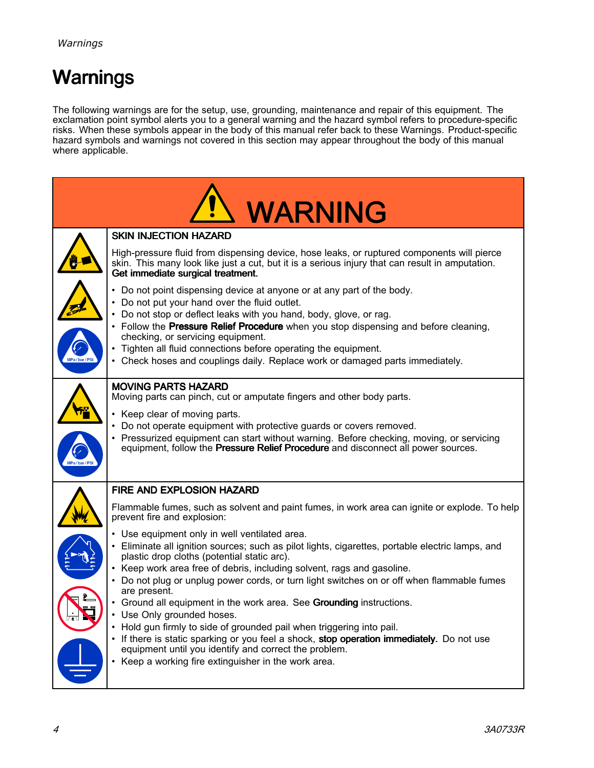# Warnings

The following warnings are for the setup, use, grounding, maintenance and repair of this equipment. The exclamation point symbol alerts you to a general warning and the hazard symbol refers to procedure-specific risks. When these symbols appear in the body of this manual refer back to these Warnings. Product-specific hazard symbols and warnings not covered in this section may appear throughout the body of this manual where applicable.

## WARNING

### SKIN INJECTION HAZARD

High-pressure fluid from dispensing device, hose leaks, or ruptured components will pierce skin. This many look like just a cut, but it is a serious injury that can result in amputation. **Get immediate surgical treatment.**

- Do not point dispensing device at anyone or at any part of the body.
- Do not put your hand over the fluid outlet.
- Do not stop or deflect leaks with you hand, body, glove, or rag.
- Follow the **Pressure Relief Procedure** when you stop dispensing and before cleaning, checking, or servicing equipment.
- Tighten all fluid connections before operating the equipment.
- Check hoses and couplings daily. Replace work or damaged parts immediately.

### MOVING PARTS HAZARD

Moving parts can pinch, cut or amputate fingers and other body parts.

- Keep clear of moving parts.
- Do not operate equipment with protective guards or covers removed.
- Pressurized equipment can start without warning. Before checking, moving, or servicing equipment, follow the **Pressure Relief Procedure** and disconnect all power sources.

### FIRE AND EXPLOSION HAZARD

Flammable fumes, such as solvent and paint fumes, in work area can ignite or explode. To help prevent fire and explosion:

- Use equipment only in well ventilated area.
- Eliminate all ignition sources; such as pilot lights, cigarettes, portable electric lamps, and plastic drop cloths (potential static arc).
- Keep work area free of debris, including solvent, rags and gasoline.
- Do not plug or unplug power cords, or turn light switches on or off when flammable fumes are present.
- Ground all equipment in the work area. See **Grounding** instructions.
- Use Only grounded hoses.
- Hold gun firmly to side of grounded pail when triggering into pail.
- If there is static sparking or you feel a shock, **stop operation immediately.** Do not use equipment until you identify and correct the problem.
- Keep a working fire extinguisher in the work area.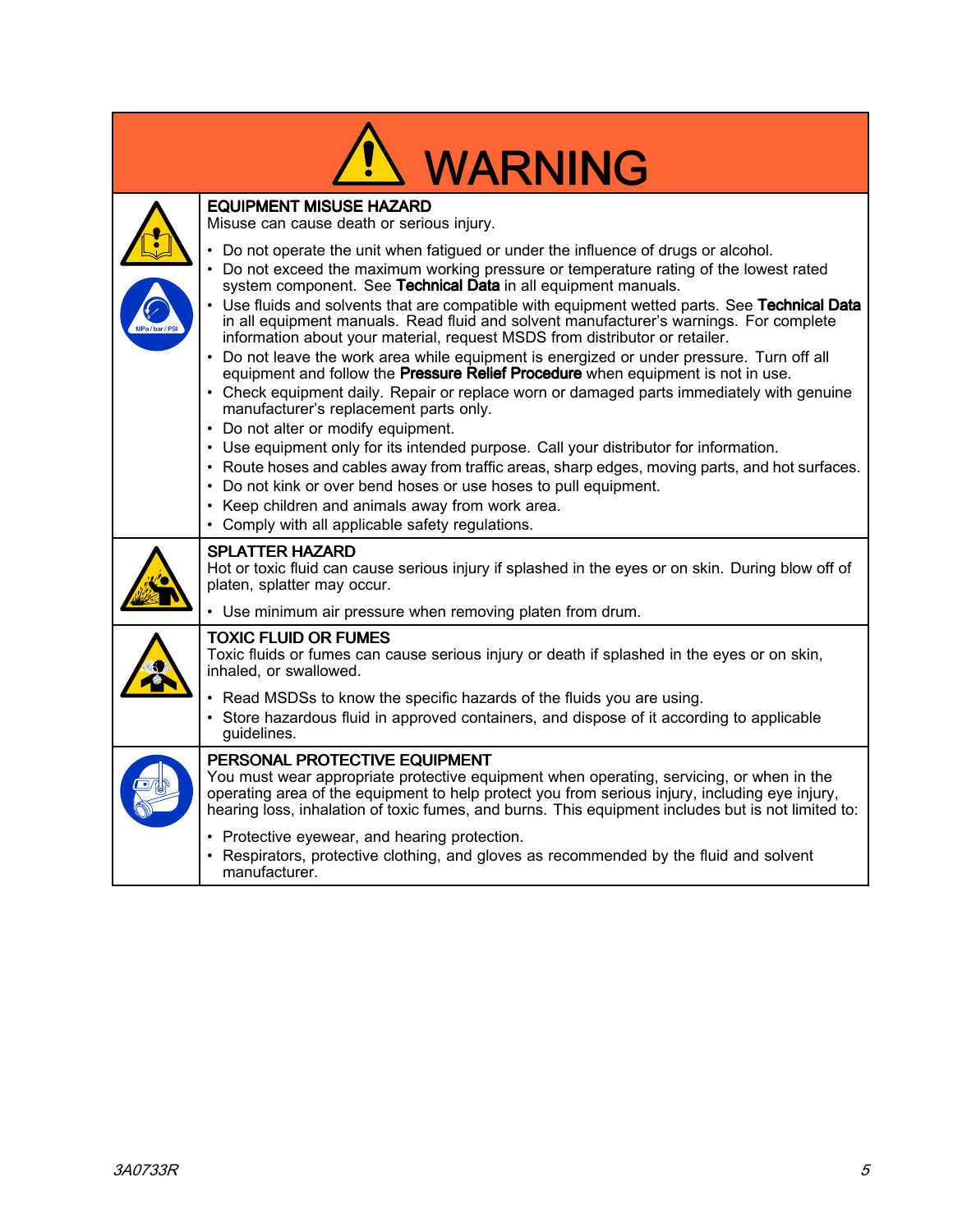# WARNING

## EQUIPMENT MISUSE HAZARD

Misuse can cause death or serious injury.

- Do not operate the unit when fatigued or under the influence of drugs or alcohol.
- Do not exceed the maximum working pressure or temperature rating of the lowest rated system component. See **Technical Data** in all equipment manuals.
- Use fluids and solvents that are compatible with equipment wetted parts. See **Technical Data** in all equipment manuals. Read fluid and solvent manufacturer's warnings. For complete information about your material, request MSDS from distributor or retailer.
- Do not leave the work area while equipment is energized or under pressure. Turn off all equipment and follow the **Pressure Relief Procedure** when equipment is not in use.
- Check equipment daily. Repair or replace worn or damaged parts immediately with genuine manufacturer's replacement parts only.
- Do not alter or modify equipment.
- Use equipment only for its intended purpose. Call your distributor for information.
- Route hoses and cables away from traffic areas, sharp edges, moving parts, and hot surfaces.
- Do not kink or over bend hoses or use hoses to pull equipment.
- Keep children and animals away from work area.
- Comply with all applicable safety regulations.

## SPLATTER HAZARD

Hot or toxic fluid can cause serious injury if splashed in the eyes or on skin. During blow off of platen, splatter may occur.

- Use minimum air pressure when removing platen from drum.

## TOXIC FLUID OR FUMES

Toxic fluids or fumes can cause serious injury or death if splashed in the eyes or on skin, inhaled, or swallowed.

- Read MSDSs to know the specific hazards of the fluids you are using.
- Store hazardous fluid in approved containers, and dispose of it according to applicable guidelines.

## PERSONAL PROTECTIVE EQUIPMENT

You must wear appropriate protective equipment when operating, servicing, or when in the operating area of the equipment to help protect you from serious injury, including eye injury, hearing loss, inhalation of toxic fumes, and burns. This equipment includes but is not limited to:

- Protective eyewear, and hearing protection.
- Respirators, protective clothing, and gloves as recommended by the fluid and solvent manufacturer.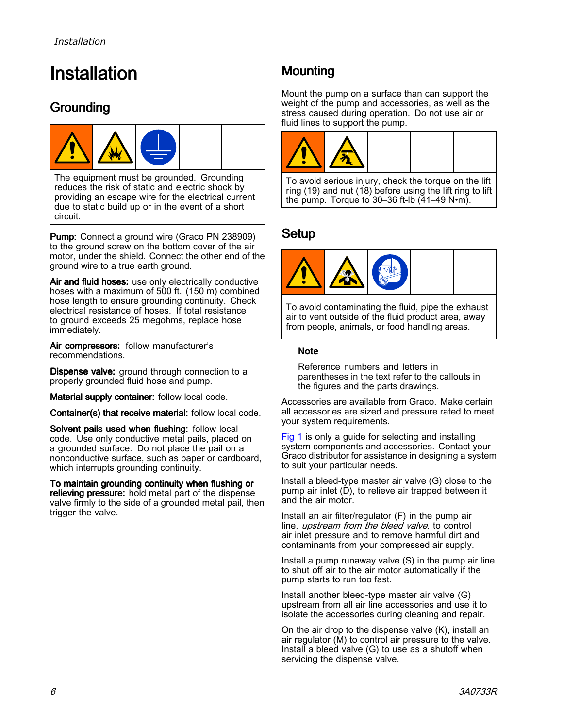# Installation

## Grounding

The equipment must be grounded. Grounding reduces the risk of static and electric shock by providing an escape wire for the electrical current due to static build up or in the event of a short circuit.

**Pump:** Connect a ground wire (Graco PN 238909) to the ground screw on the bottom cover of the air motor, under the shield. Connect the other end of the ground wire to a true earth ground.

**Air and fluid hoses:** use only electrically conductive hoses with a maximum of 500 ft. (150 m) combined hose length to ensure grounding continuity. Check electrical resistance of hoses. If total resistance to ground exceeds 25 megohms, replace hose immediately.

**Air compressors:** follow manufacturer's recommendations.

**Dispense valve:** ground through connection to a properly grounded fluid hose and pump.

**Material supply container:** follow local code.

**Container(s) that receive material:** follow local code.

**Solvent pails used when flushing:** follow local code. Use only conductive metal pails, placed on a grounded surface. Do not place the pail on a nonconductive surface, such as paper or cardboard, which interrupts grounding continuity.

**To maintain grounding continuity when flushing or relieving pressure:** hold metal part of the dispense valve firmly to the side of a grounded metal pail, then trigger the valve.

## Mounting

Mount the pump on a surface than can support the weight of the pump and accessories, as well as the stress caused during operation. Do not use air or fluid lines to support the pump.

To avoid serious injury, check the torque on the lift ring (19) and nut (18) before using the lift ring to lift the pump. Torque to 30–36 ft-lb (41–49 N•m).

## Setup

To avoid contaminating the fluid, pipe the exhaust air to vent outside of the fluid product area, away from people, animals, or food handling areas.

**Note**

Reference numbers and letters in parentheses in the text refer to the callouts in the figures and the parts drawings.

Accessories are available from Graco. Make certain all accessories are sized and pressure rated to meet your system requirements.

Fig 1 is only a guide for selecting and installing system components and accessories. Contact your Graco distributor for assistance in designing a system to suit your particular needs.

Install a bleed-type master air valve (G) close to the pump air inlet (D), to relieve air trapped between it and the air motor.

Install an air filter/regulator (F) in the pump air line, *upstream from the bleed valve,* to control air inlet pressure and to remove harmful dirt and contaminants from your compressed air supply.

Install a pump runaway valve (S) in the pump air line to shut off air to the air motor automatically if the pump starts to run too fast.

Install another bleed-type master air valve (G) upstream from all air line accessories and use it to isolate the accessories during cleaning and repair.

On the air drop to the dispense valve (K), install an air regulator (M) to control air pressure to the valve. Install a bleed valve (G) to use as a shutoff when servicing the dispense valve.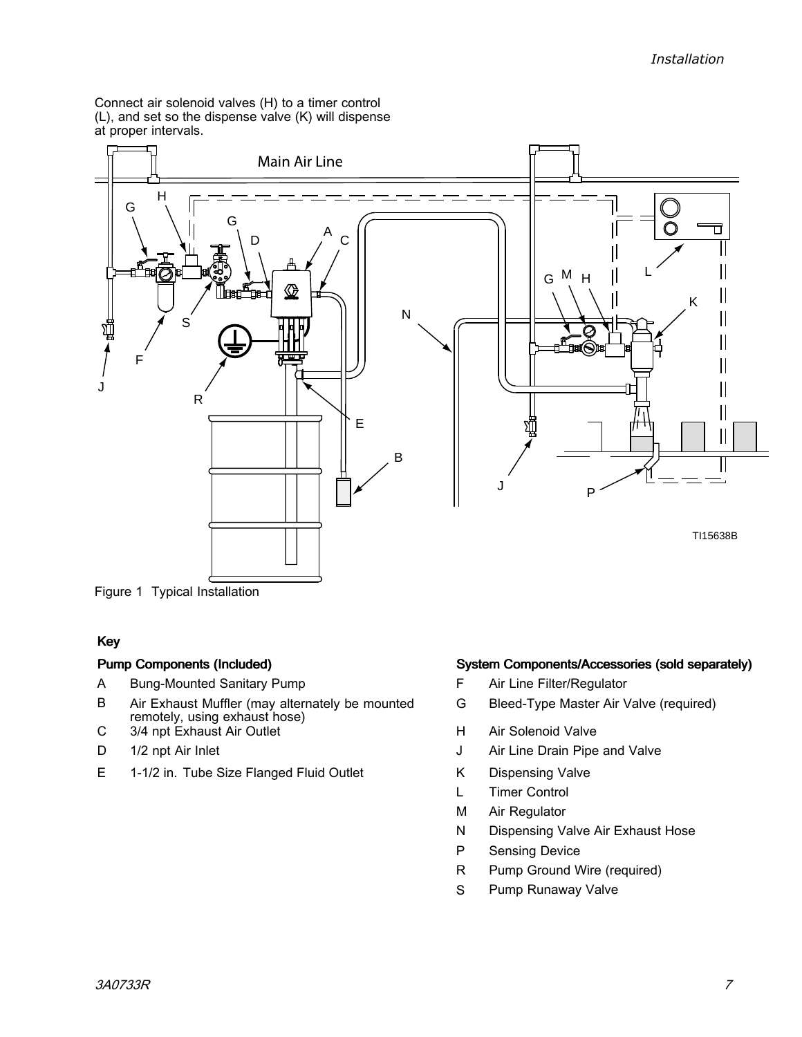Connect air solenoid valves (H) to a timer control (L), and set so the dispense valve (K) will dispense at proper intervals.

Figure 1 Typical Installation

**Key**

**Pump Components (Included)**

- A Bung-Mounted Sanitary Pump
- B Air Exhaust Muffler (may alternately be mounted remotely, using exhaust hose)
- C 3/4 npt Exhaust Air Outlet
- D 1/2 npt Air Inlet
- E 1-1/2 in. Tube Size Flanged Fluid Outlet

**System Components/Accessories (sold separately)**

- F Air Line Filter/Regulator
- G Bleed-Type Master Air Valve (required)
- H Air Solenoid Valve
- J Air Line Drain Pipe and Valve
- K Dispensing Valve
- L Timer Control
- M Air Regulator
- N Dispensing Valve Air Exhaust Hose
- P Sensing Device
- R Pump Ground Wire (required)
- S Pump Runaway Valve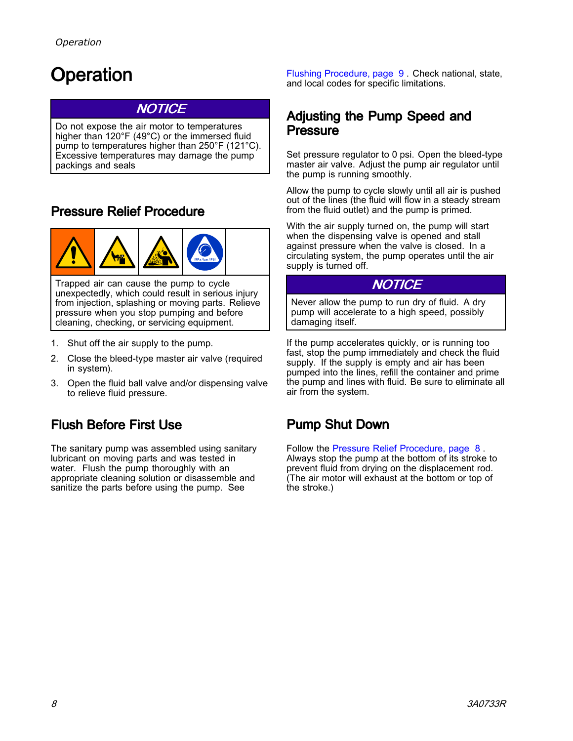# Operation

**NOTICE**

Do not expose the air motor to temperatures higher than 120°F (49°C) or the immersed fluid pump to temperatures higher than 250°F (121°C). Excessive temperatures may damage the pump packings and seals

## Pressure Relief Procedure

Trapped air can cause the pump to cycle unexpectedly, which could result in serious injury from injection, splashing or moving parts. Relieve pressure when you stop pumping and before cleaning, checking, or servicing equipment.

1. Shut off the air supply to the pump.
2. Close the bleed-type master air valve (required in system).
3. Open the fluid ball valve and/or dispensing valve to relieve fluid pressure.

## Flush Before First Use

The sanitary pump was assembled using sanitary lubricant on moving parts and was tested in water. Flush the pump thoroughly with an appropriate cleaning solution or disassemble and sanitize the parts before using the pump. See Flushing Procedure, page 9. Check national, state, and local codes for specific limitations.

## Adjusting the Pump Speed and Pressure

Set pressure regulator to 0 psi. Open the bleed-type master air valve. Adjust the pump air regulator until the pump is running smoothly.

Allow the pump to cycle slowly until all air is pushed out of the lines (the fluid will flow in a steady stream from the fluid outlet) and the pump is primed.

With the air supply turned on, the pump will start when the dispensing valve is opened and stall against pressure when the valve is closed. In a circulating system, the pump operates until the air supply is turned off.

**NOTICE**

Never allow the pump to run dry of fluid. A dry pump will accelerate to a high speed, possibly damaging itself.

If the pump accelerates quickly, or is running too fast, stop the pump immediately and check the fluid supply. If the supply is empty and air has been pumped into the lines, refill the container and prime the pump and lines with fluid. Be sure to eliminate all air from the system.

## Pump Shut Down

Follow the Pressure Relief Procedure, page 8. Always stop the pump at the bottom of its stroke to prevent fluid from drying on the displacement rod. (The air motor will exhaust at the bottom or top of the stroke.)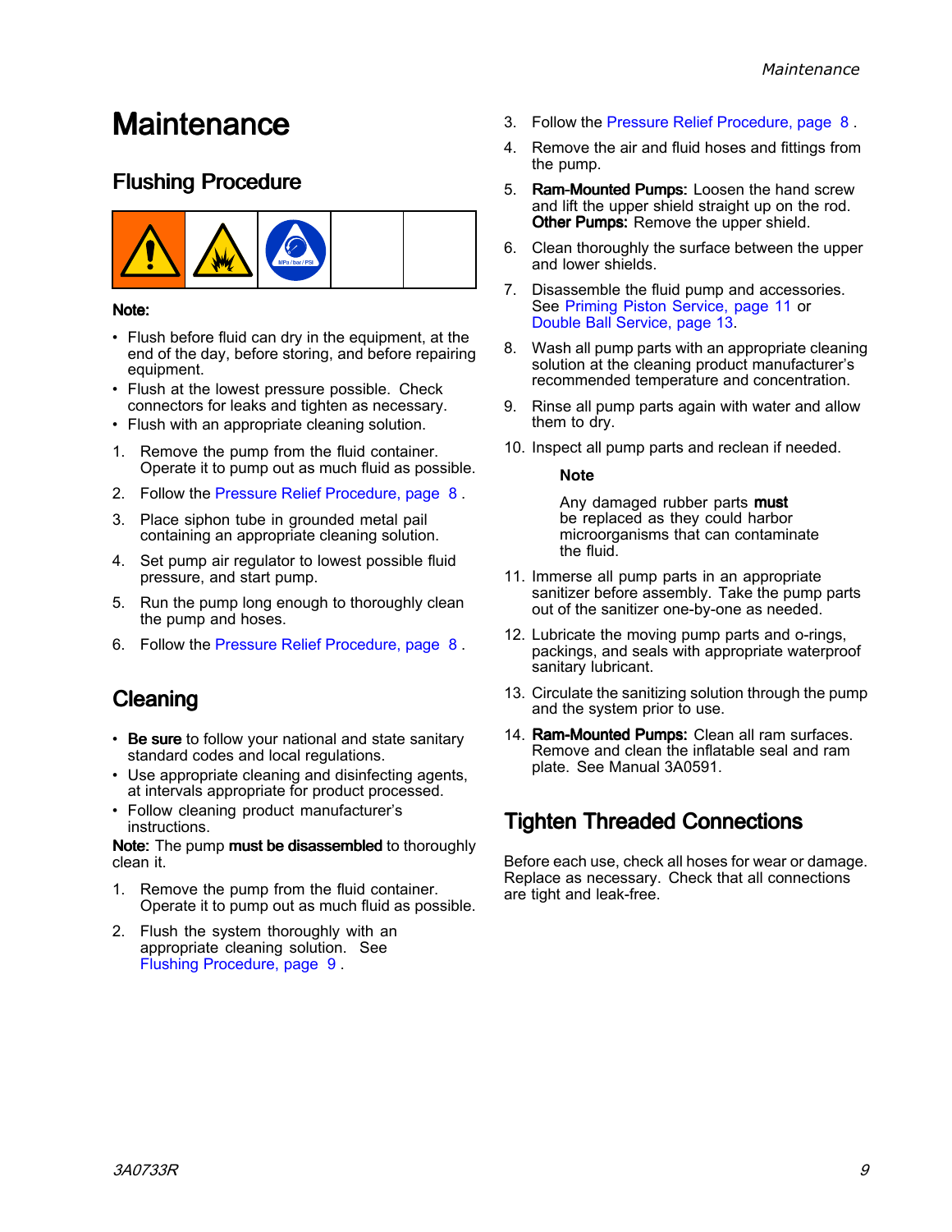# Maintenance

## Flushing Procedure

**Note:**

- Flush before fluid can dry in the equipment, at the end of the day, before storing, and before repairing equipment.
- Flush at the lowest pressure possible. Check connectors for leaks and tighten as necessary.
- Flush with an appropriate cleaning solution.

1. Remove the pump from the fluid container. Operate it to pump out as much fluid as possible.
2. Follow the Pressure Relief Procedure, page 8 .
3. Place siphon tube in grounded metal pail containing an appropriate cleaning solution.
4. Set pump air regulator to lowest possible fluid pressure, and start pump.
5. Run the pump long enough to thoroughly clean the pump and hoses.
6. Follow the Pressure Relief Procedure, page 8 .

## Cleaning

- **Be sure** to follow your national and state sanitary standard codes and local regulations.
- Use appropriate cleaning and disinfecting agents, at intervals appropriate for product processed.
- Follow cleaning product manufacturer's instructions.

**Note:** The pump **must be disassembled** to thoroughly clean it.

1. Remove the pump from the fluid container. Operate it to pump out as much fluid as possible.
2. Flush the system thoroughly with an appropriate cleaning solution. See Flushing Procedure, page 9 .
3. Follow the Pressure Relief Procedure, page 8 .
4. Remove the air and fluid hoses and fittings from the pump.
5. **Ram-Mounted Pumps:** Loosen the hand screw and lift the upper shield straight up on the rod. **Other Pumps:** Remove the upper shield.
6. Clean thoroughly the surface between the upper and lower shields.
7. Disassemble the fluid pump and accessories. See Priming Piston Service, page 11 or Double Ball Service, page 13.
8. Wash all pump parts with an appropriate cleaning solution at the cleaning product manufacturer's recommended temperature and concentration.
9. Rinse all pump parts again with water and allow them to dry.
10. Inspect all pump parts and reclean if needed.

    **Note**

    Any damaged rubber parts **must** be replaced as they could harbor microorganisms that can contaminate the fluid.

11. Immerse all pump parts in an appropriate sanitizer before assembly. Take the pump parts out of the sanitizer one-by-one as needed.
12. Lubricate the moving pump parts and o-rings, packings, and seals with appropriate waterproof sanitary lubricant.
13. Circulate the sanitizing solution through the pump and the system prior to use.
14. **Ram-Mounted Pumps:** Clean all ram surfaces. Remove and clean the inflatable seal and ram plate. See Manual 3A0591.

## Tighten Threaded Connections

Before each use, check all hoses for wear or damage. Replace as necessary. Check that all connections are tight and leak-free.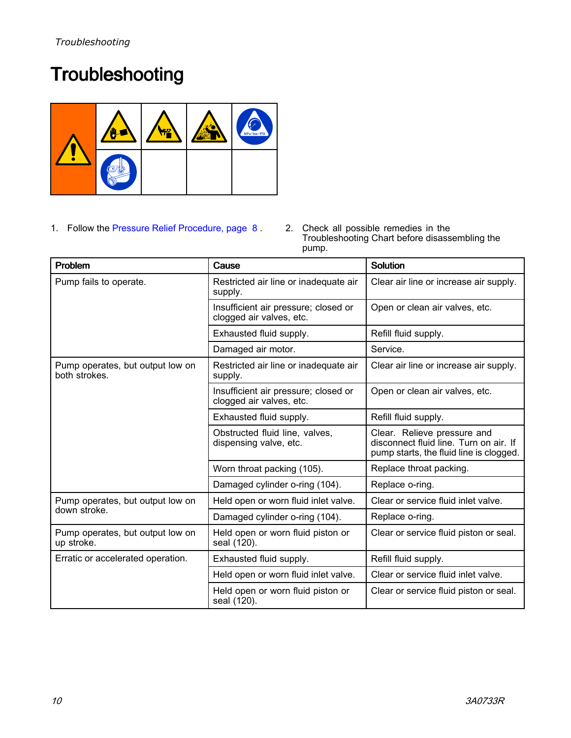# Troubleshooting

1. Follow the Pressure Relief Procedure, page 8 .
2. Check all possible remedies in the Troubleshooting Chart before disassembling the pump.

| Problem | Cause | Solution |
| --- | --- | --- |
| Pump fails to operate. | Restricted air line or inadequate air supply. | Clear air line or increase air supply. |
| | Insufficient air pressure; closed or clogged air valves, etc. | Open or clean air valves, etc. |
| | Exhausted fluid supply. | Refill fluid supply. |
| | Damaged air motor. | Service. |
| Pump operates, but output low on both strokes. | Restricted air line or inadequate air supply. | Clear air line or increase air supply. |
| | Insufficient air pressure; closed or clogged air valves, etc. | Open or clean air valves, etc. |
| | Exhausted fluid supply. | Refill fluid supply. |
| | Obstructed fluid line, valves, dispensing valve, etc. | Clear. Relieve pressure and disconnect fluid line. Turn on air. If pump starts, the fluid line is clogged. |
| | Worn throat packing (105). | Replace throat packing. |
| | Damaged cylinder o-ring (104). | Replace o-ring. |
| Pump operates, but output low on down stroke. | Held open or worn fluid inlet valve. | Clear or service fluid inlet valve. |
| | Damaged cylinder o-ring (104). | Replace o-ring. |
| Pump operates, but output low on up stroke. | Held open or worn fluid piston or seal (120). | Clear or service fluid piston or seal. |
| Erratic or accelerated operation. | Exhausted fluid supply. | Refill fluid supply. |
| | Held open or worn fluid inlet valve. | Clear or service fluid inlet valve. |
| | Held open or worn fluid piston or seal (120). | Clear or service fluid piston or seal. |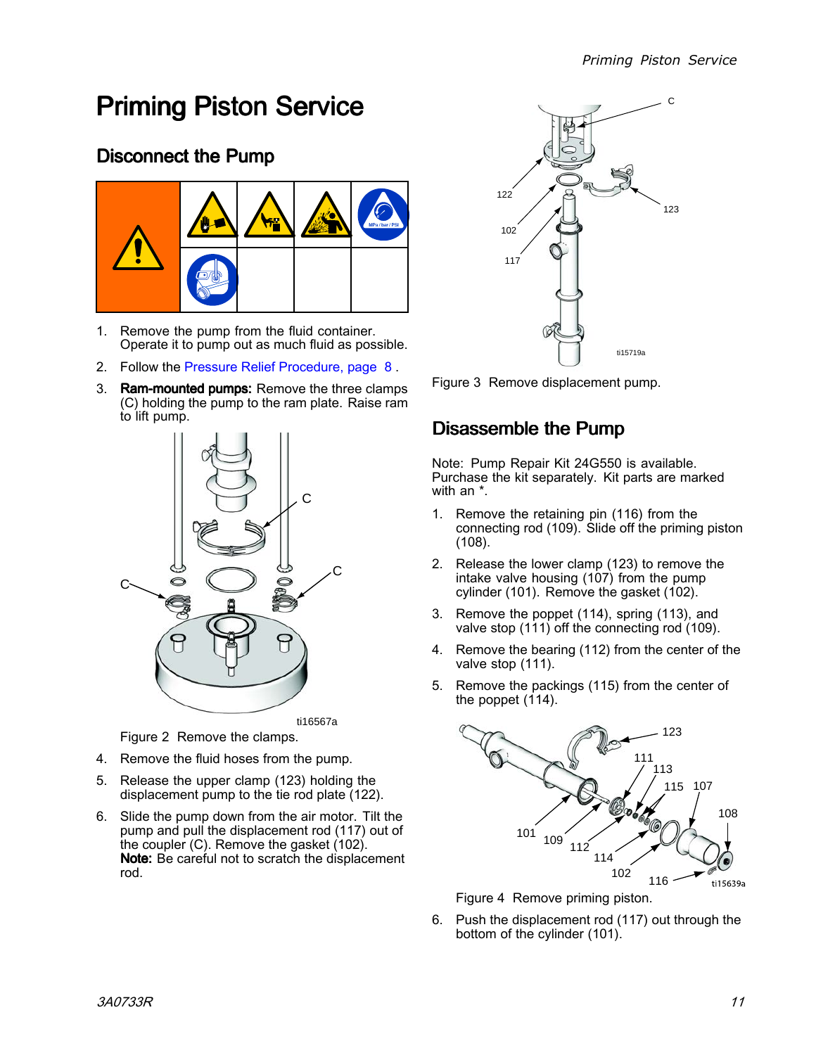# Priming Piston Service

## Disconnect the Pump

1. Remove the pump from the fluid container. Operate it to pump out as much fluid as possible.
2. Follow the Pressure Relief Procedure, page 8 .
3. **Ram-mounted pumps:** Remove the three clamps (C) holding the pump to the ram plate. Raise ram to lift pump.

Figure 2 Remove the clamps.

4. Remove the fluid hoses from the pump.
5. Release the upper clamp (123) holding the displacement pump to the tie rod plate (122).
6. Slide the pump down from the air motor. Tilt the pump and pull the displacement rod (117) out of the coupler (C). Remove the gasket (102). **Note:** Be careful not to scratch the displacement rod.

Figure 3 Remove displacement pump.

## Disassemble the Pump

Note: Pump Repair Kit 24G550 is available. Purchase the kit separately. Kit parts are marked with an *.

1. Remove the retaining pin (116) from the connecting rod (109). Slide off the priming piston (108).
2. Release the lower clamp (123) to remove the intake valve housing (107) from the pump cylinder (101). Remove the gasket (102).
3. Remove the poppet (114), spring (113), and valve stop (111) off the connecting rod (109).
4. Remove the bearing (112) from the center of the valve stop (111).
5. Remove the packings (115) from the center of the poppet (114).

Figure 4 Remove priming piston.

6. Push the displacement rod (117) out through the bottom of the cylinder (101).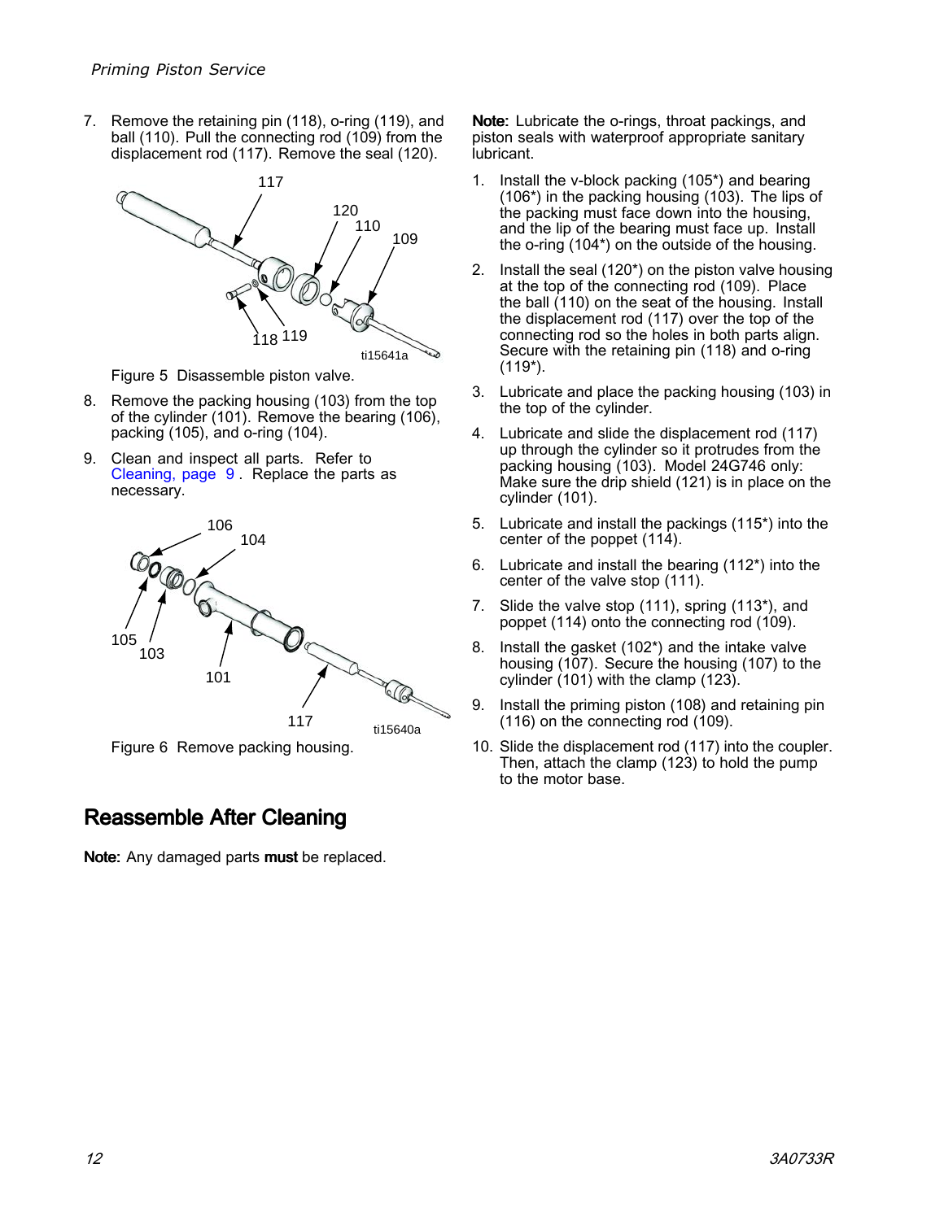7. Remove the retaining pin (118), o-ring (119), and ball (110). Pull the connecting rod (109) from the displacement rod (117). Remove the seal (120).

Figure 5 Disassemble piston valve.

8. Remove the packing housing (103) from the top of the cylinder (101). Remove the bearing (106), packing (105), and o-ring (104).
9. Clean and inspect all parts. Refer to Cleaning, page 9. Replace the parts as necessary.

Figure 6 Remove packing housing.

## Reassemble After Cleaning

**Note:** Any damaged parts **must** be replaced.

**Note:** Lubricate the o-rings, throat packings, and piston seals with waterproof appropriate sanitary lubricant.

1. Install the v-block packing (105*) and bearing (106*) in the packing housing (103). The lips of the packing must face down into the housing, and the lip of the bearing must face up. Install the o-ring (104*) on the outside of the housing.
2. Install the seal (120*) on the piston valve housing at the top of the connecting rod (109). Place the ball (110) on the seat of the housing. Install the displacement rod (117) over the top of the connecting rod so the holes in both parts align. Secure with the retaining pin (118) and o-ring (119*).
3. Lubricate and place the packing housing (103) in the top of the cylinder.
4. Lubricate and slide the displacement rod (117) up through the cylinder so it protrudes from the packing housing (103). Model 24G746 only: Make sure the drip shield (121) is in place on the cylinder (101).
5. Lubricate and install the packings (115*) into the center of the poppet (114).
6. Lubricate and install the bearing (112*) into the center of the valve stop (111).
7. Slide the valve stop (111), spring (113*), and poppet (114) onto the connecting rod (109).
8. Install the gasket (102*) and the intake valve housing (107). Secure the housing (107) to the cylinder (101) with the clamp (123).
9. Install the priming piston (108) and retaining pin (116) on the connecting rod (109).
10. Slide the displacement rod (117) into the coupler. Then, attach the clamp (123) to hold the pump to the motor base.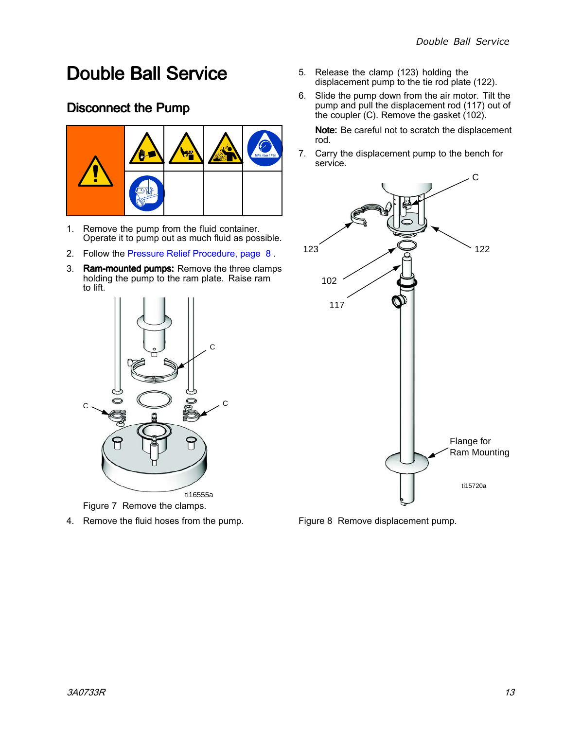# Double Ball Service

## Disconnect the Pump

1. Remove the pump from the fluid container. Operate it to pump out as much fluid as possible.
2. Follow the Pressure Relief Procedure, page 8 .
3. **Ram-mounted pumps:** Remove the three clamps holding the pump to the ram plate. Raise ram to lift.

Figure 7 Remove the clamps.

4. Remove the fluid hoses from the pump.
5. Release the clamp (123) holding the displacement pump to the tie rod plate (122).
6. Slide the pump down from the air motor. Tilt the pump and pull the displacement rod (117) out of the coupler (C). Remove the gasket (102).

   **Note:** Be careful not to scratch the displacement rod.

7. Carry the displacement pump to the bench for service.

Figure 8 Remove displacement pump.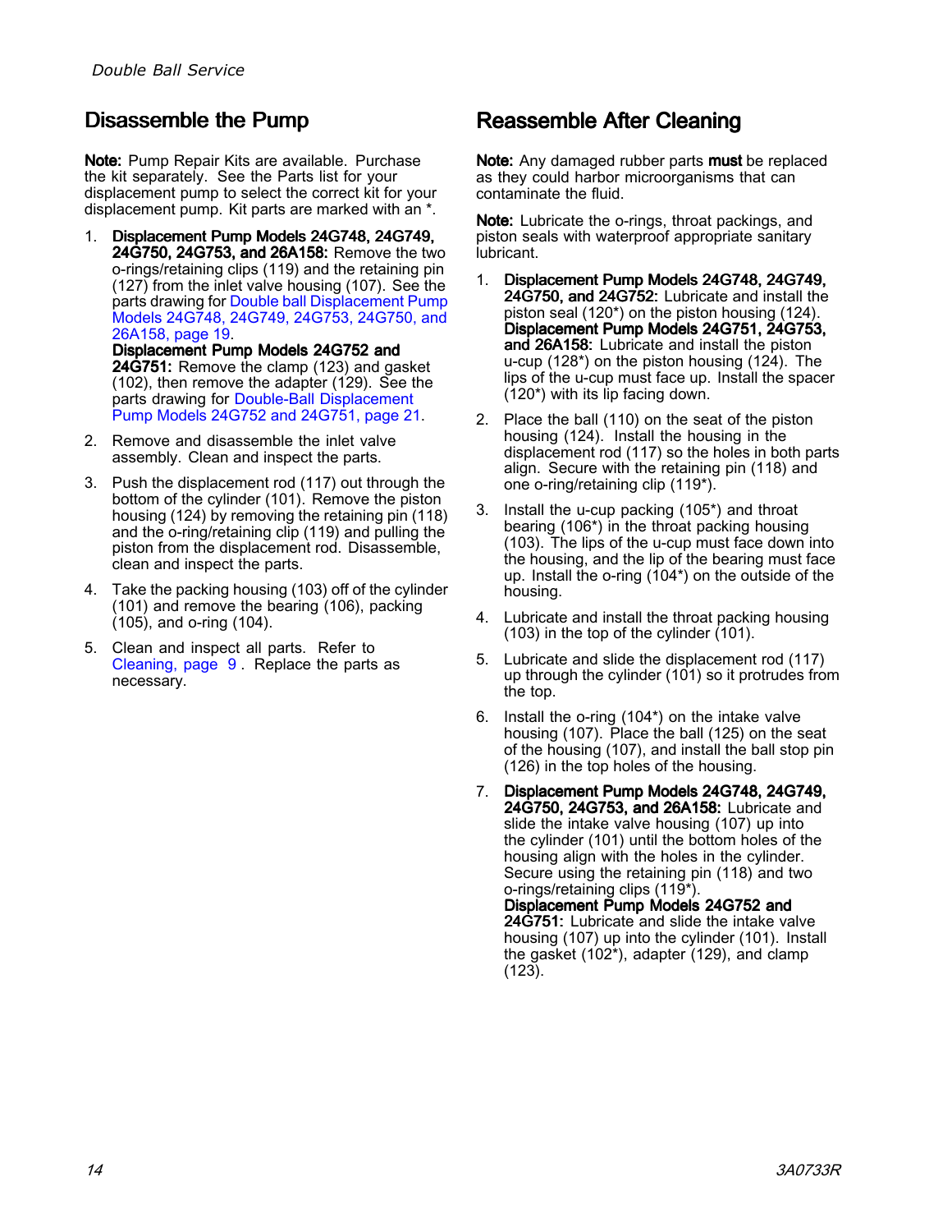## Disassemble the Pump

**Note:** Pump Repair Kits are available. Purchase the kit separately. See the Parts list for your displacement pump to select the correct kit for your displacement pump. Kit parts are marked with an *.

1. **Displacement Pump Models 24G748, 24G749, 24G750, 24G753, and 26A158:** Remove the two o-rings/retaining clips (119) and the retaining pin (127) from the inlet valve housing (107). See the parts drawing for Double ball Displacement Pump Models 24G748, 24G749, 24G753, 24G750, and 26A158, page 19.
   **Displacement Pump Models 24G752 and 24G751:** Remove the clamp (123) and gasket (102), then remove the adapter (129). See the parts drawing for Double-Ball Displacement Pump Models 24G752 and 24G751, page 21.
2. Remove and disassemble the inlet valve assembly. Clean and inspect the parts.
3. Push the displacement rod (117) out through the bottom of the cylinder (101). Remove the piston housing (124) by removing the retaining pin (118) and the o-ring/retaining clip (119) and pulling the piston from the displacement rod. Disassemble, clean and inspect the parts.
4. Take the packing housing (103) off of the cylinder (101) and remove the bearing (106), packing (105), and o-ring (104).
5. Clean and inspect all parts. Refer to Cleaning, page 9 . Replace the parts as necessary.

## Reassemble After Cleaning

**Note:** Any damaged rubber parts **must** be replaced as they could harbor microorganisms that can contaminate the fluid.

**Note:** Lubricate the o-rings, throat packings, and piston seals with waterproof appropriate sanitary lubricant.

1. **Displacement Pump Models 24G748, 24G749, 24G750, and 24G752:** Lubricate and install the piston seal (120*) on the piston housing (124).
   **Displacement Pump Models 24G751, 24G753, and 26A158:** Lubricate and install the piston u-cup (128*) on the piston housing (124). The lips of the u-cup must face up. Install the spacer (120*) with its lip facing down.
2. Place the ball (110) on the seat of the piston housing (124). Install the housing in the displacement rod (117) so the holes in both parts align. Secure with the retaining pin (118) and one o-ring/retaining clip (119*).
3. Install the u-cup packing (105*) and throat bearing (106*) in the throat packing housing (103). The lips of the u-cup must face down into the housing, and the lip of the bearing must face up. Install the o-ring (104*) on the outside of the housing.
4. Lubricate and install the throat packing housing (103) in the top of the cylinder (101).
5. Lubricate and slide the displacement rod (117) up through the cylinder (101) so it protrudes from the top.
6. Install the o-ring (104*) on the intake valve housing (107). Place the ball (125) on the seat of the housing (107), and install the ball stop pin (126) in the top holes of the housing.
7. **Displacement Pump Models 24G748, 24G749, 24G750, 24G753, and 26A158:** Lubricate and slide the intake valve housing (107) up into the cylinder (101) until the bottom holes of the housing align with the holes in the cylinder. Secure using the retaining pin (118) and two o-rings/retaining clips (119*).
   **Displacement Pump Models 24G752 and 24G751:** Lubricate and slide the intake valve housing (107) up into the cylinder (101). Install the gasket (102*), adapter (129), and clamp (123).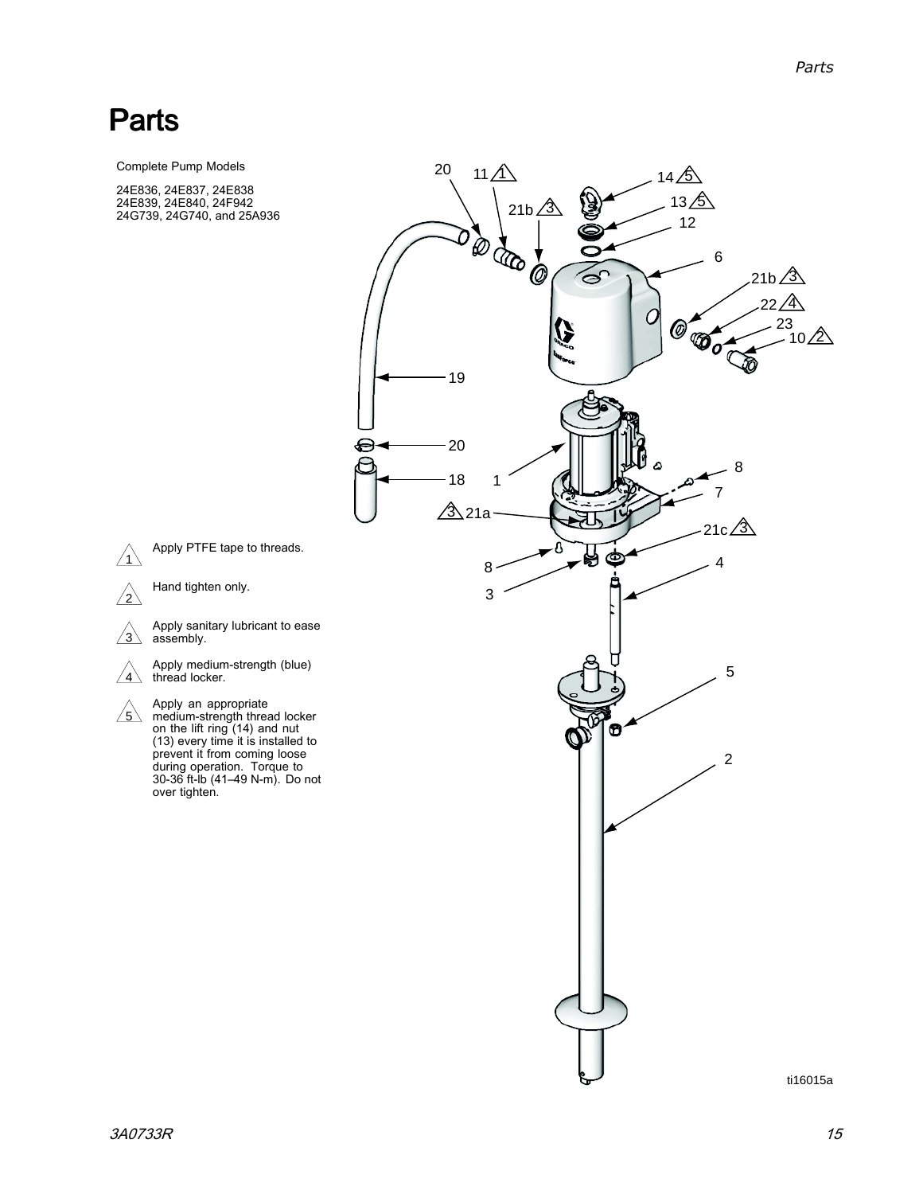# Parts

Complete Pump Models

24E836, 24E837, 24E838
24E839, 24E840, 24F942
24G739, 24G740, and 25A936

1. Apply PTFE tape to threads.
2. Hand tighten only.
3. Apply sanitary lubricant to ease assembly.
4. Apply medium-strength (blue) thread locker.
5. Apply an appropriate medium-strength thread locker on the lift ring (14) and nut (13) every time it is installed to prevent it from coming loose during operation. Torque to 30-36 ft-lb (41–49 N-m). Do not over tighten.

ti16015a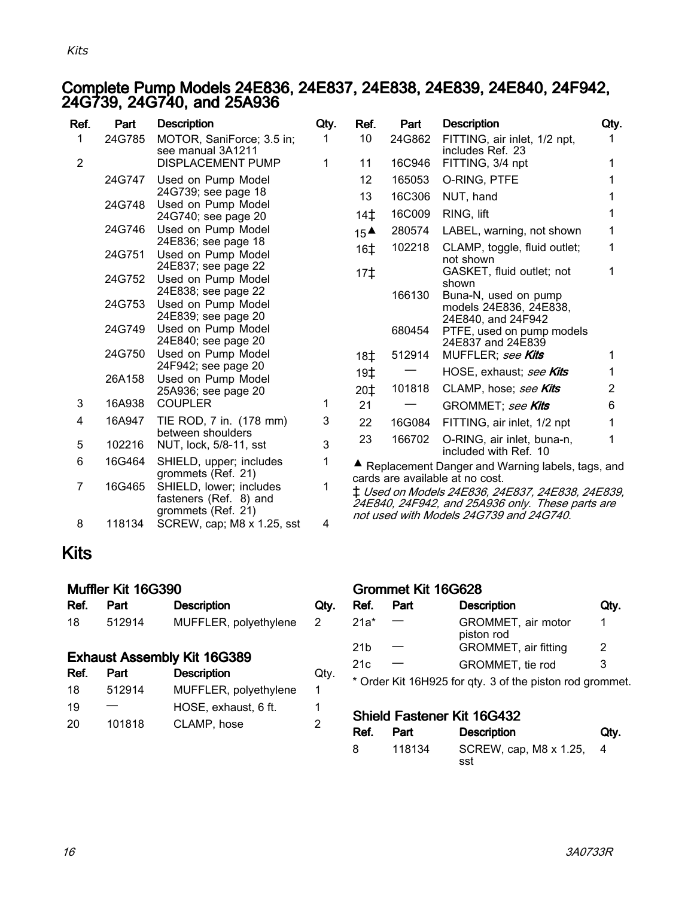## Complete Pump Models 24E836, 24E837, 24E838, 24E839, 24E840, 24F942, 24G739, 24G740, and 25A936

| Ref. | Part | Description | Qty. |
|---|---|---|---|
| 1 | 24G785 | MOTOR, SaniForce; 3.5 in; see manual 3A1211 | 1 |
| 2 | | DISPLACEMENT PUMP | 1 |
| | 24G747 | Used on Pump Model 24G739; see page 18 | |
| | 24G748 | Used on Pump Model 24G740; see page 20 | |
| | 24G746 | Used on Pump Model 24E836; see page 18 | |
| | 24G751 | Used on Pump Model 24E837; see page 22 | |
| | 24G752 | Used on Pump Model 24E838; see page 22 | |
| | 24G753 | Used on Pump Model 24E839; see page 20 | |
| | 24G749 | Used on Pump Model 24E840; see page 20 | |
| | 24G750 | Used on Pump Model 24F942; see page 20 | |
| | 26A158 | Used on Pump Model 25A936; see page 20 | |
| 3 | 16A938 | COUPLER | 1 |
| 4 | 16A947 | TIE ROD, 7 in. (178 mm) between shoulders | 3 |
| 5 | 102216 | NUT, lock, 5/8-11, sst | 3 |
| 6 | 16G464 | SHIELD, upper; includes grommets (Ref. 21) | 1 |
| 7 | 16G465 | SHIELD, lower; includes fasteners (Ref. 8) and grommets (Ref. 21) | 1 |
| 8 | 118134 | SCREW, cap; M8 x 1.25, sst | 4 |
| 10 | 24G862 | FITTING, air inlet, 1/2 npt, includes Ref. 23 | 1 |
| 11 | 16C946 | FITTING, 3/4 npt | 1 |
| 12 | 165053 | O-RING, PTFE | 1 |
| 13 | 16C306 | NUT, hand | 1 |
| 14‡ | 16C009 | RING, lift | 1 |
| 15▲ | 280574 | LABEL, warning, not shown | 1 |
| 16‡ | 102218 | CLAMP, toggle, fluid outlet; not shown | 1 |
| 17‡ | | GASKET, fluid outlet; not shown | 1 |
| | 166130 | Buna-N, used on pump models 24E836, 24E838, 24E840, and 24F942 | |
| | 680454 | PTFE, used on pump models 24E837 and 24E839 | |
| 18‡ | 512914 | MUFFLER; *see **Kits*** | 1 |
| 19‡ | — | HOSE, exhaust; *see **Kits*** | 1 |
| 20‡ | 101818 | CLAMP, hose; *see **Kits*** | 2 |
| 21 | — | GROMMET; *see **Kits*** | 6 |
| 22 | 16G084 | FITTING, air inlet, 1/2 npt | 1 |
| 23 | 166702 | O-RING, air inlet, buna-n, included with Ref. 10 | 1 |

▲ Replacement Danger and Warning labels, tags, and cards are available at no cost.

‡ *Used on Models 24E836, 24E837, 24E838, 24E839, 24E840, 24F942, and 25A936 only. These parts are not used with Models 24G739 and 24G740.*

# Kits

### Muffler Kit 16G390

| Ref. | Part | Description | Qty. |
|---|---|---|---|
| 18 | 512914 | MUFFLER, polyethylene | 2 |

### Exhaust Assembly Kit 16G389

| Ref. | Part | Description | Qty. |
|---|---|---|---|
| 18 | 512914 | MUFFLER, polyethylene | 1 |
| 19 | — | HOSE, exhaust, 6 ft. | 1 |
| 20 | 101818 | CLAMP, hose | 2 |

### Grommet Kit 16G628

| Ref. | Part | Description | Qty. |
|---|---|---|---|
| 21a* | — | GROMMET, air motor piston rod | 1 |
| 21b | — | GROMMET, air fitting | 2 |
| 21c | — | GROMMET, tie rod | 3 |

* Order Kit 16H925 for qty. 3 of the piston rod grommet.

### Shield Fastener Kit 16G432

| Ref. | Part | Description | Qty. |
|---|---|---|---|
| 8 | 118134 | SCREW, cap, M8 x 1.25, sst | 4 |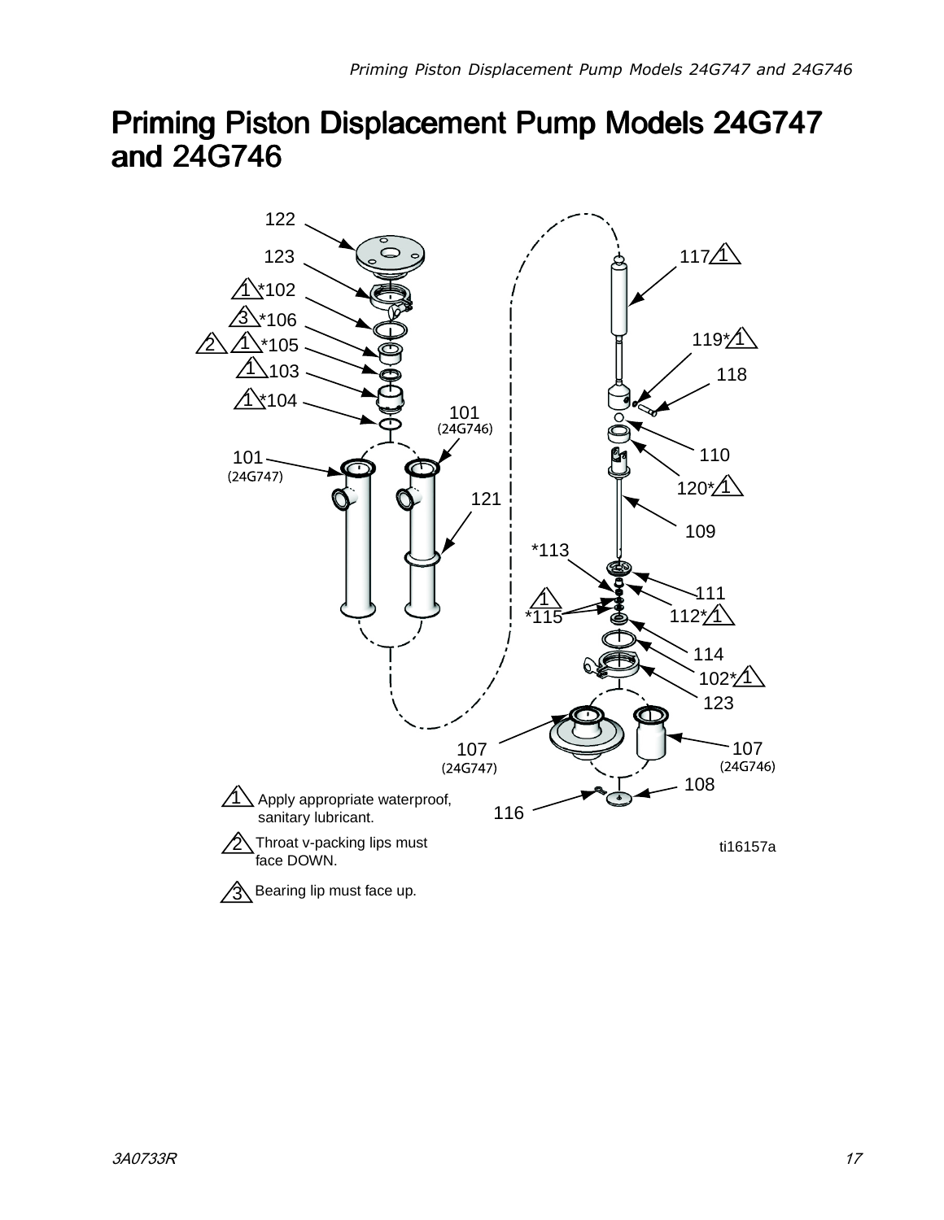# Priming Piston Displacement Pump Models 24G747 and 24G746

1 Apply appropriate waterproof, sanitary lubricant.

2 Throat v-packing lips must face DOWN.

3 Bearing lip must face up.

ti16157a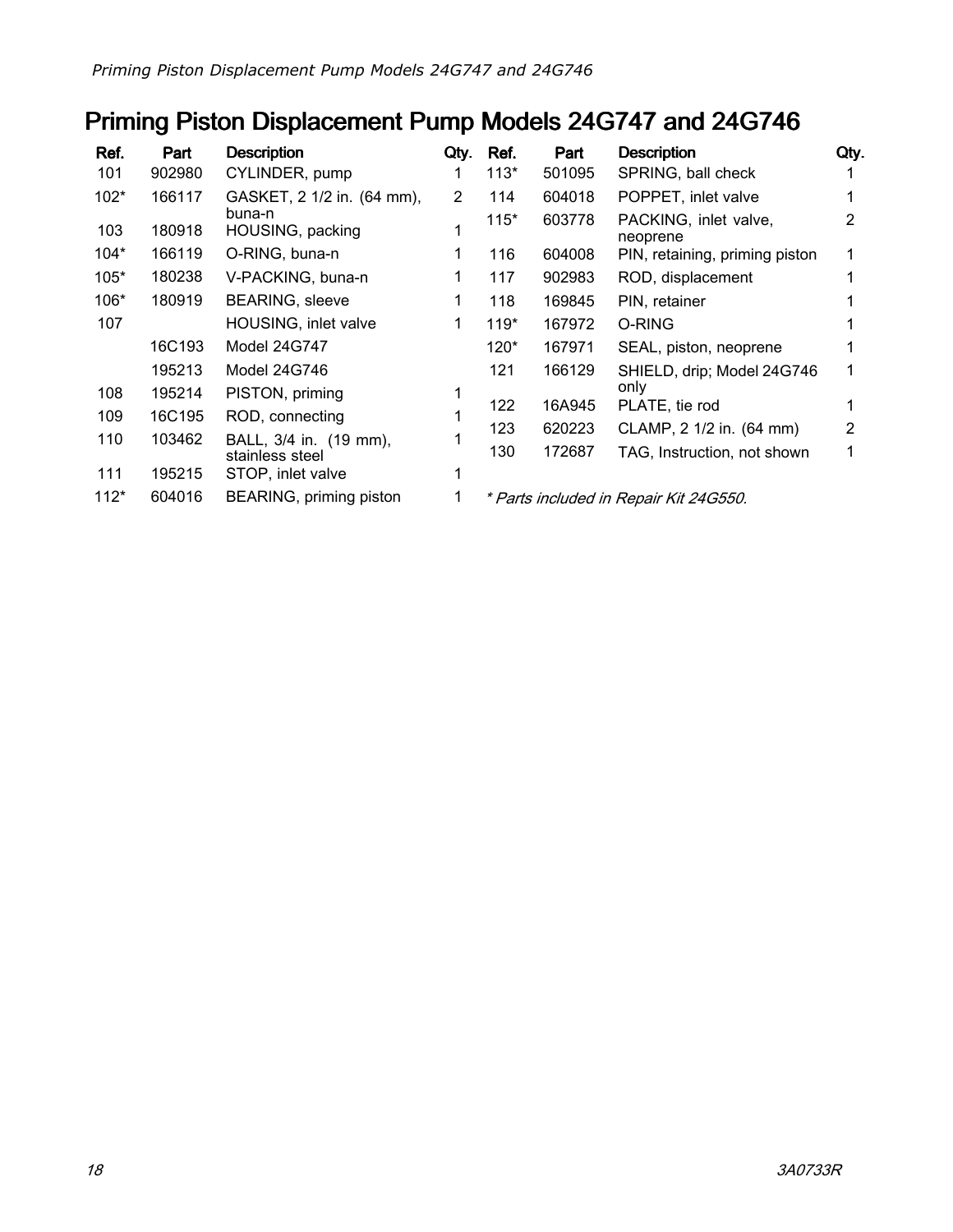// Priming Piston Displacement Pump Models 24G747 and 24G746

# Priming Piston Displacement Pump Models 24G747 and 24G746

| Ref. | Part | Description | Qty. |
|---|---|---|---|
| 101 | 902980 | CYLINDER, pump | 1 |
| 102* | 166117 | GASKET, 2 1/2 in. (64 mm), buna-n | 2 |
| 103 | 180918 | HOUSING, packing | 1 |
| 104* | 166119 | O-RING, buna-n | 1 |
| 105* | 180238 | V-PACKING, buna-n | 1 |
| 106* | 180919 | BEARING, sleeve | 1 |
| 107 | | HOUSING, inlet valve | 1 |
| | 16C193 | Model 24G747 | |
| | 195213 | Model 24G746 | |
| 108 | 195214 | PISTON, priming | 1 |
| 109 | 16C195 | ROD, connecting | 1 |
| 110 | 103462 | BALL, 3/4 in. (19 mm), stainless steel | 1 |
| 111 | 195215 | STOP, inlet valve | 1 |
| 112* | 604016 | BEARING, priming piston | 1 |
| 113* | 501095 | SPRING, ball check | 1 |
| 114 | 604018 | POPPET, inlet valve | 1 |
| 115* | 603778 | PACKING, inlet valve, neoprene | 2 |
| 116 | 604008 | PIN, retaining, priming piston | 1 |
| 117 | 902983 | ROD, displacement | 1 |
| 118 | 169845 | PIN, retainer | 1 |
| 119* | 167972 | O-RING | 1 |
| 120* | 167971 | SEAL, piston, neoprene | 1 |
| 121 | 166129 | SHIELD, drip; Model 24G746 only | 1 |
| 122 | 16A945 | PLATE, tie rod | 1 |
| 123 | 620223 | CLAMP, 2 1/2 in. (64 mm) | 2 |
| 130 | 172687 | TAG, Instruction, not shown | 1 |

*\* Parts included in Repair Kit 24G550.*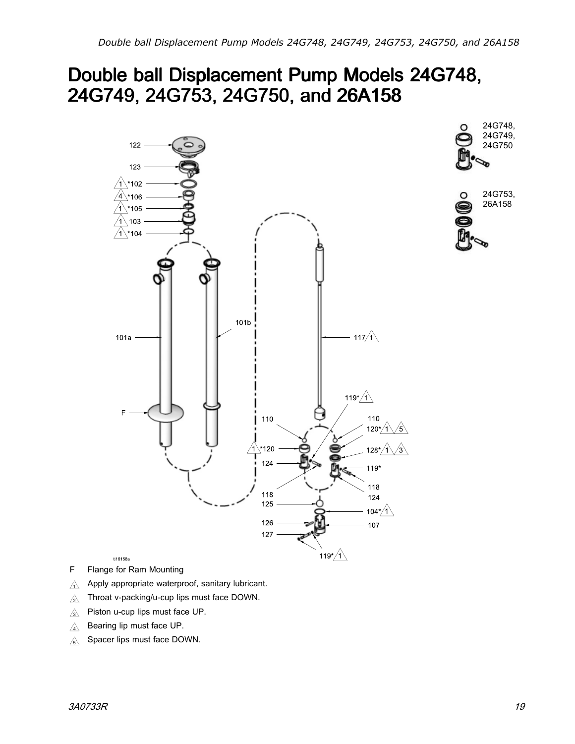# Double ball Displacement Pump Models 24G748, 24G749, 24G753, 24G750, and 26A158

F Flange for Ram Mounting

1. Apply appropriate waterproof, sanitary lubricant.
2. Throat v-packing/u-cup lips must face DOWN.
3. Piston u-cup lips must face UP.
4. Bearing lip must face UP.
5. Spacer lips must face DOWN.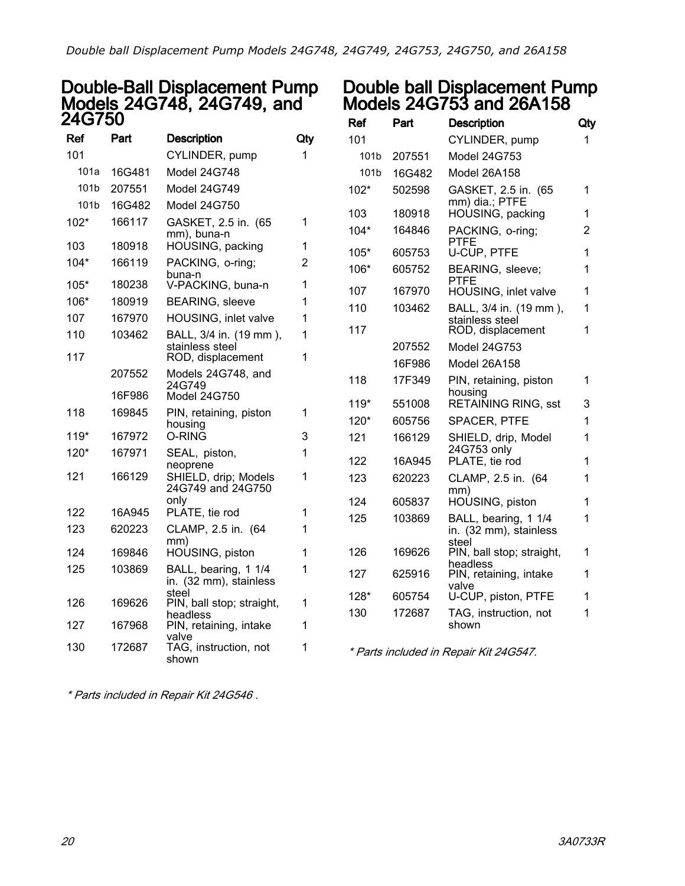## Double-Ball Displacement Pump Models 24G748, 24G749, and 24G750

| Ref | Part | Description | Qty |
|---|---|---|---|
| 101 | | CYLINDER, pump | 1 |
| 101a | 16G481 | Model 24G748 | |
| 101b | 207551 | Model 24G749 | |
| 101b | 16G482 | Model 24G750 | |
| 102* | 166117 | GASKET, 2.5 in. (65 mm), buna-n | 1 |
| 103 | 180918 | HOUSING, packing | 1 |
| 104* | 166119 | PACKING, o-ring; buna-n | 2 |
| 105* | 180238 | V-PACKING, buna-n | 1 |
| 106* | 180919 | BEARING, sleeve | 1 |
| 107 | 167970 | HOUSING, inlet valve | 1 |
| 110 | 103462 | BALL, 3/4 in. (19 mm ), stainless steel | 1 |
| 117 | | ROD, displacement | 1 |
| | 207552 | Models 24G748, and 24G749 | |
| | 16F986 | Model 24G750 | |
| 118 | 169845 | PIN, retaining, piston housing | 1 |
| 119* | 167972 | O-RING | 3 |
| 120* | 167971 | SEAL, piston, neoprene | 1 |
| 121 | 166129 | SHIELD, drip; Models 24G749 and 24G750 only | 1 |
| 122 | 16A945 | PLATE, tie rod | 1 |
| 123 | 620223 | CLAMP, 2.5 in. (64 mm) | 1 |
| 124 | 169846 | HOUSING, piston | 1 |
| 125 | 103869 | BALL, bearing, 1 1/4 in. (32 mm), stainless steel | 1 |
| 126 | 169626 | PIN, ball stop; straight, headless | 1 |
| 127 | 167968 | PIN, retaining, intake valve | 1 |
| 130 | 172687 | TAG, instruction, not shown | 1 |

*\* Parts included in Repair Kit 24G546 .*

## Double ball Displacement Pump Models 24G753 and 26A158

| Ref | Part | Description | Qty |
|---|---|---|---|
| 101 | | CYLINDER, pump | 1 |
| 101b | 207551 | Model 24G753 | |
| 101b | 16G482 | Model 26A158 | |
| 102* | 502598 | GASKET, 2.5 in. (65 mm) dia.; PTFE | 1 |
| 103 | 180918 | HOUSING, packing | 1 |
| 104* | 164846 | PACKING, o-ring; PTFE | 2 |
| 105* | 605753 | U-CUP, PTFE | 1 |
| 106* | 605752 | BEARING, sleeve; PTFE | 1 |
| 107 | 167970 | HOUSING, inlet valve | 1 |
| 110 | 103462 | BALL, 3/4 in. (19 mm ), stainless steel | 1 |
| 117 | | ROD, displacement | 1 |
| | 207552 | Model 24G753 | |
| | 16F986 | Model 26A158 | |
| 118 | 17F349 | PIN, retaining, piston housing | 1 |
| 119* | 551008 | RETAINING RING, sst | 3 |
| 120* | 605756 | SPACER, PTFE | 1 |
| 121 | 166129 | SHIELD, drip, Model 24G753 only | 1 |
| 122 | 16A945 | PLATE, tie rod | 1 |
| 123 | 620223 | CLAMP, 2.5 in. (64 mm) | 1 |
| 124 | 605837 | HOUSING, piston | 1 |
| 125 | 103869 | BALL, bearing, 1 1/4 in. (32 mm), stainless steel | 1 |
| 126 | 169626 | PIN, ball stop; straight, headless | 1 |
| 127 | 625916 | PIN, retaining, intake valve | 1 |
| 128* | 605754 | U-CUP, piston, PTFE | 1 |
| 130 | 172687 | TAG, instruction, not shown | 1 |

*\* Parts included in Repair Kit 24G547.*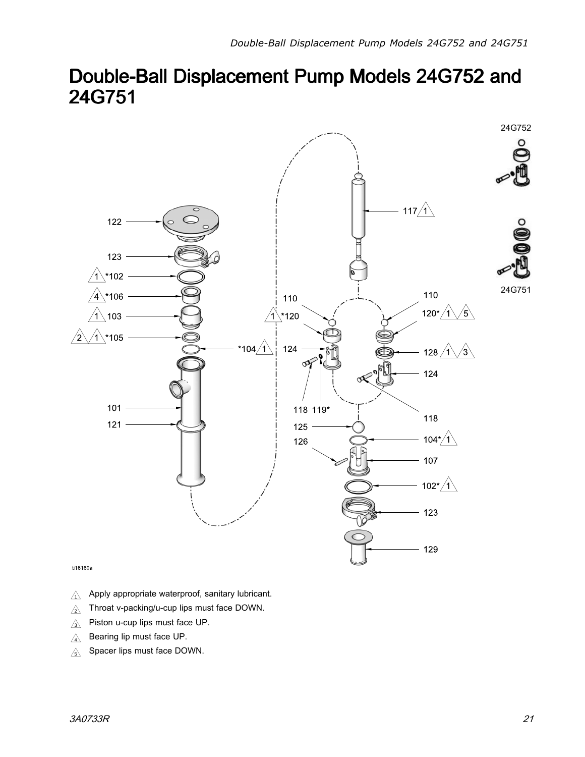# Double-Ball Displacement Pump Models 24G752 and 24G751

24G752

24G751

122

123

1 *102

4 *106

1 103

2 1 *105

*104 1

101

121

117 1

110

1 *120

124

118 119*

110

120* 1 5

128 1 3

124

118

125

104* 1

126

107

102* 1

123

129

ti16160a

1. Apply appropriate waterproof, sanitary lubricant.
2. Throat v-packing/u-cup lips must face DOWN.
3. Piston u-cup lips must face UP.
4. Bearing lip must face UP.
5. Spacer lips must face DOWN.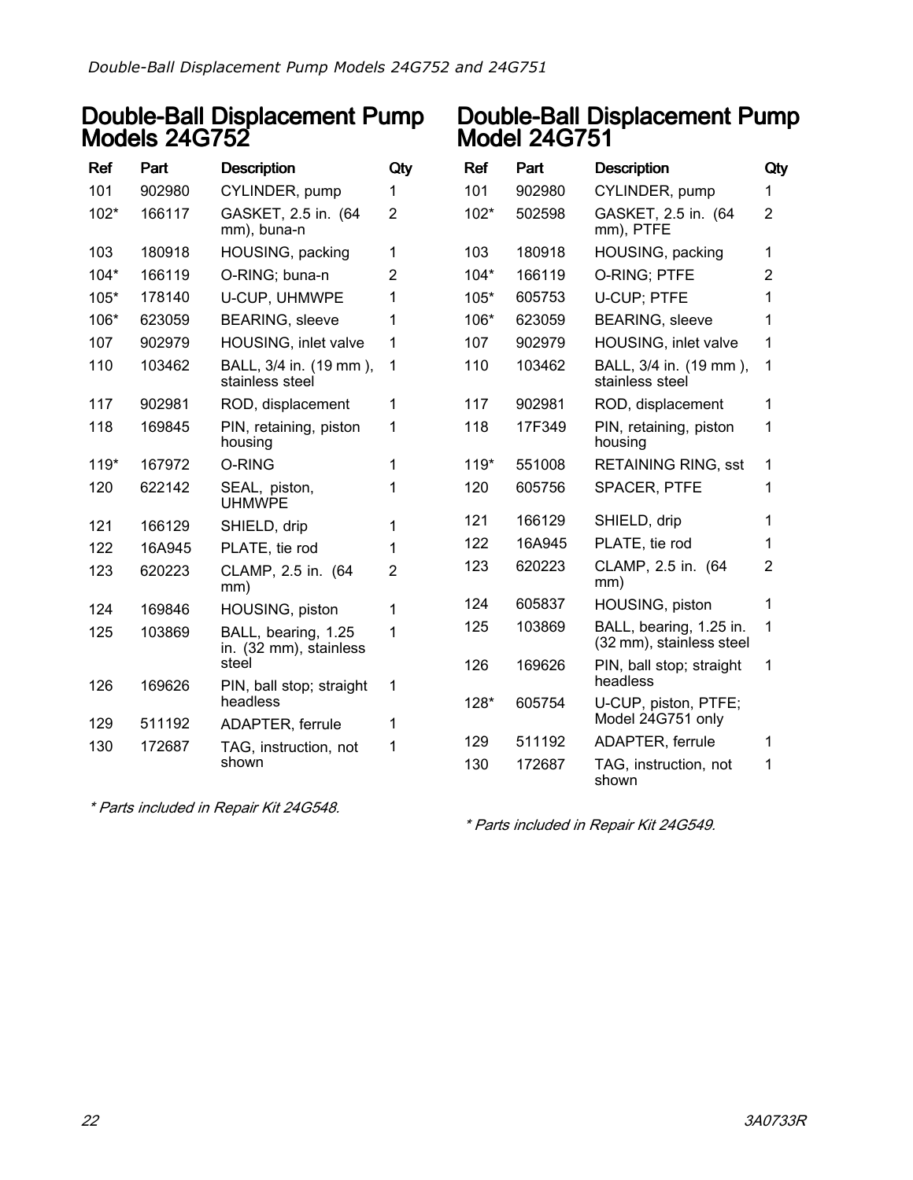## Double-Ball Displacement Pump Models 24G752

| Ref | Part | Description | Qty |
|---|---|---|---|
| 101 | 902980 | CYLINDER, pump | 1 |
| 102* | 166117 | GASKET, 2.5 in. (64 mm), buna-n | 2 |
| 103 | 180918 | HOUSING, packing | 1 |
| 104* | 166119 | O-RING; buna-n | 2 |
| 105* | 178140 | U-CUP, UHMWPE | 1 |
| 106* | 623059 | BEARING, sleeve | 1 |
| 107 | 902979 | HOUSING, inlet valve | 1 |
| 110 | 103462 | BALL, 3/4 in. (19 mm ), stainless steel | 1 |
| 117 | 902981 | ROD, displacement | 1 |
| 118 | 169845 | PIN, retaining, piston housing | 1 |
| 119* | 167972 | O-RING | 1 |
| 120 | 622142 | SEAL, piston, UHMWPE | 1 |
| 121 | 166129 | SHIELD, drip | 1 |
| 122 | 16A945 | PLATE, tie rod | 1 |
| 123 | 620223 | CLAMP, 2.5 in. (64 mm) | 2 |
| 124 | 169846 | HOUSING, piston | 1 |
| 125 | 103869 | BALL, bearing, 1.25 in. (32 mm), stainless steel | 1 |
| 126 | 169626 | PIN, ball stop; straight headless | 1 |
| 129 | 511192 | ADAPTER, ferrule | 1 |
| 130 | 172687 | TAG, instruction, not shown | 1 |

*\* Parts included in Repair Kit 24G548.*

## Double-Ball Displacement Pump Model 24G751

| Ref | Part | Description | Qty |
|---|---|---|---|
| 101 | 902980 | CYLINDER, pump | 1 |
| 102* | 502598 | GASKET, 2.5 in. (64 mm), PTFE | 2 |
| 103 | 180918 | HOUSING, packing | 1 |
| 104* | 166119 | O-RING; PTFE | 2 |
| 105* | 605753 | U-CUP; PTFE | 1 |
| 106* | 623059 | BEARING, sleeve | 1 |
| 107 | 902979 | HOUSING, inlet valve | 1 |
| 110 | 103462 | BALL, 3/4 in. (19 mm ), stainless steel | 1 |
| 117 | 902981 | ROD, displacement | 1 |
| 118 | 17F349 | PIN, retaining, piston housing | 1 |
| 119* | 551008 | RETAINING RING, sst | 1 |
| 120 | 605756 | SPACER, PTFE | 1 |
| 121 | 166129 | SHIELD, drip | 1 |
| 122 | 16A945 | PLATE, tie rod | 1 |
| 123 | 620223 | CLAMP, 2.5 in. (64 mm) | 2 |
| 124 | 605837 | HOUSING, piston | 1 |
| 125 | 103869 | BALL, bearing, 1.25 in. (32 mm), stainless steel | 1 |
| 126 | 169626 | PIN, ball stop; straight headless | 1 |
| 128* | 605754 | U-CUP, piston, PTFE; Model 24G751 only | |
| 129 | 511192 | ADAPTER, ferrule | 1 |
| 130 | 172687 | TAG, instruction, not shown | 1 |

*\* Parts included in Repair Kit 24G549.*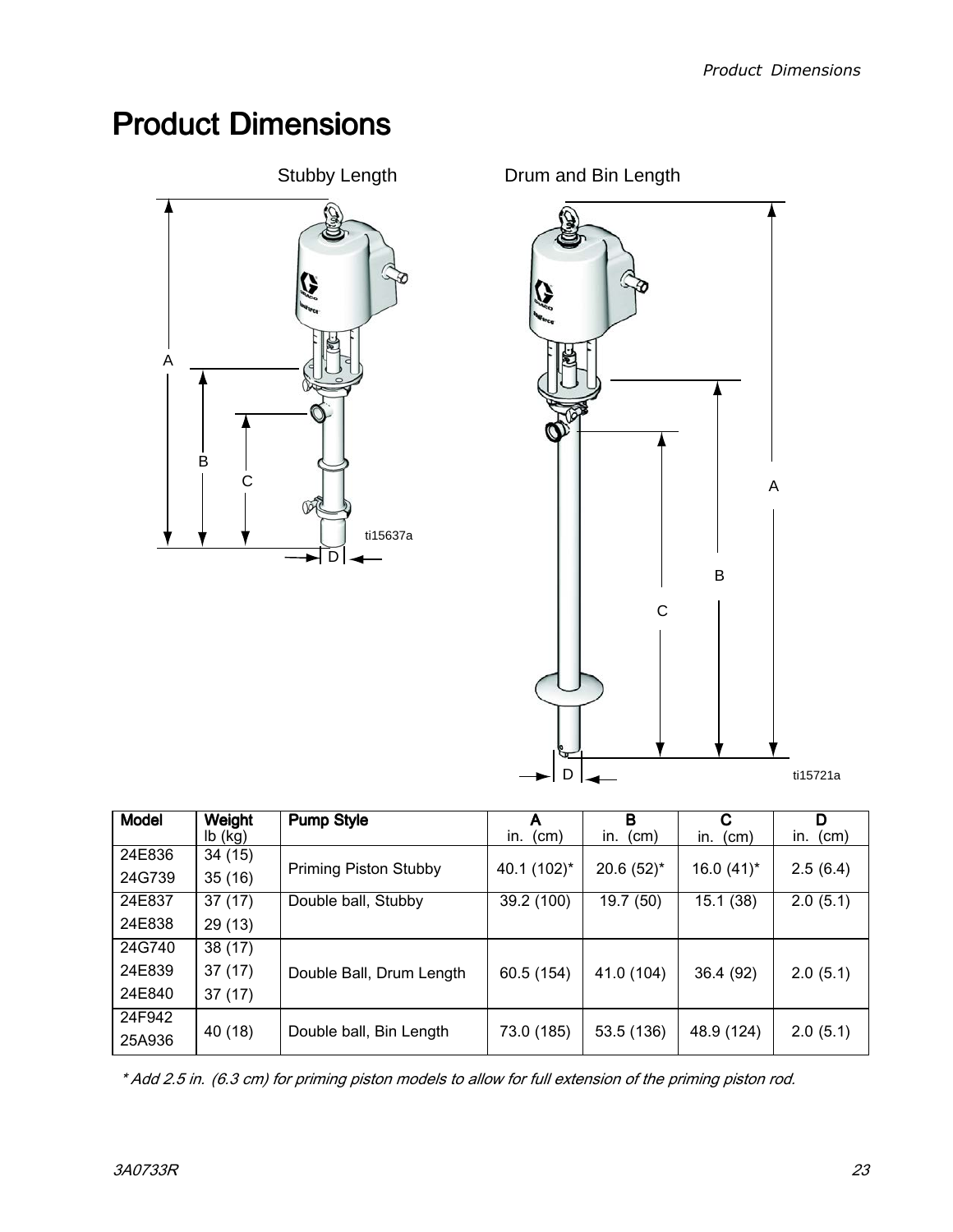# Product Dimensions

Stubby Length

Drum and Bin Length

| Model | Weight lb (kg) | Pump Style | A in. (cm) | B in. (cm) | C in. (cm) | D in. (cm) |
|---|---|---|---|---|---|---|
| 24E836 | 34 (15) | Priming Piston Stubby | 40.1 (102)* | 20.6 (52)* | 16.0 (41)* | 2.5 (6.4) |
| 24G739 | 35 (16) | | | | | |
| 24E837 | 37 (17) | Double ball, Stubby | 39.2 (100) | 19.7 (50) | 15.1 (38) | 2.0 (5.1) |
| 24E838 | 29 (13) | | | | | |
| 24G740 | 38 (17) | Double Ball, Drum Length | 60.5 (154) | 41.0 (104) | 36.4 (92) | 2.0 (5.1) |
| 24E839 | 37 (17) | | | | | |
| 24E840 | 37 (17) | | | | | |
| 24F942 | 40 (18) | Double ball, Bin Length | 73.0 (185) | 53.5 (136) | 48.9 (124) | 2.0 (5.1) |
| 25A936 | | | | | | |

*\* Add 2.5 in. (6.3 cm) for priming piston models to allow for full extension of the priming piston rod.*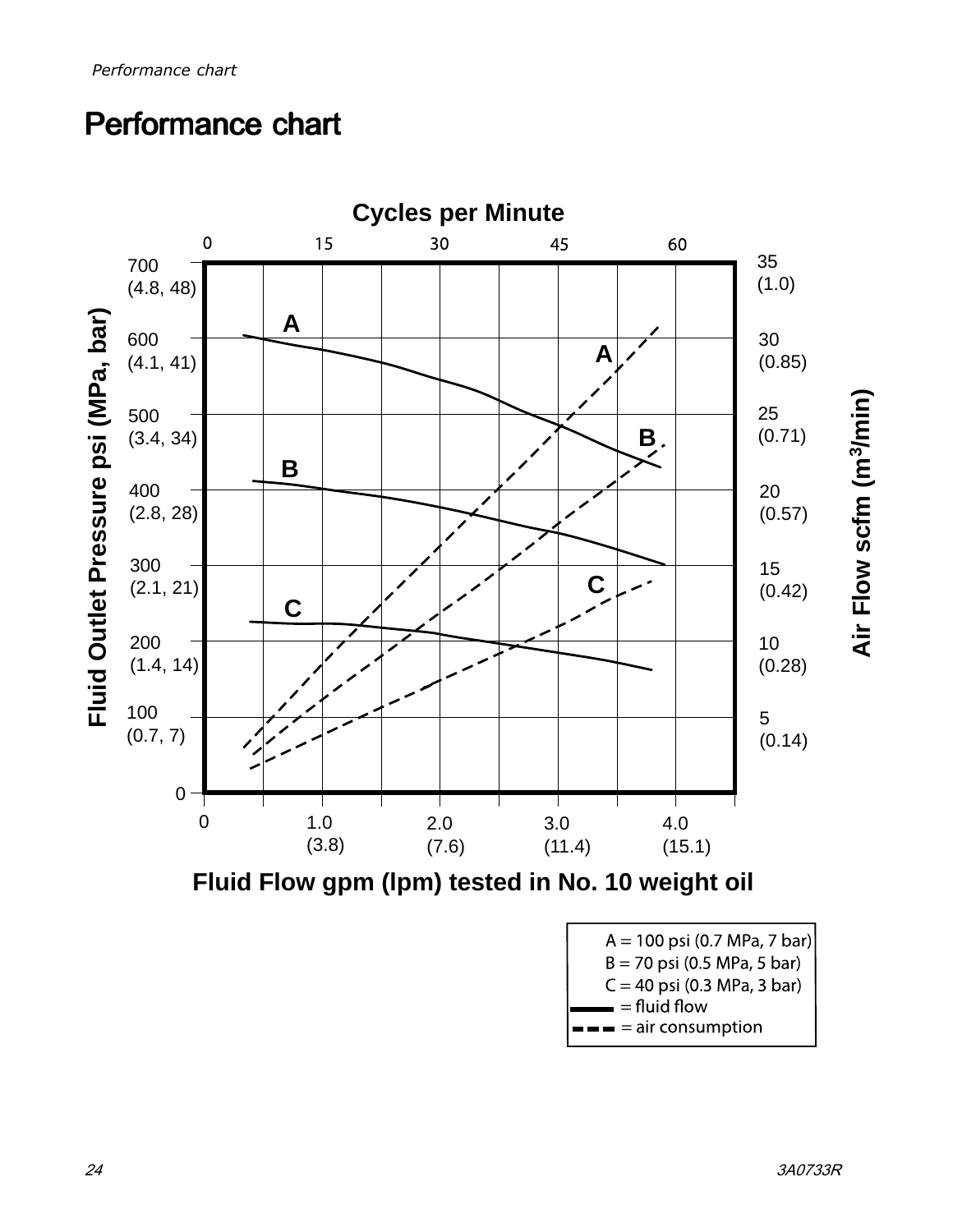# Performance chart

**Cycles per Minute**

0 15 30 45 60

Fluid Outlet Pressure psi (MPa, bar): 700 (4.8, 48); 600 (4.1, 41); 500 (3.4, 34); 400 (2.8, 28); 300 (2.1, 21); 200 (1.4, 14); 100 (0.7, 7); 0

Air Flow scfm ($m^3$/min): 35 (1.0); 30 (0.85); 25 (0.71); 20 (0.57); 15 (0.42); 10 (0.28); 5 (0.14)

0 1.0 (3.8) 2.0 (7.6) 3.0 (11.4) 4.0 (15.1)

**Fluid Flow gpm (lpm) tested in No. 10 weight oil**

A = 100 psi (0.7 MPa, 7 bar)
B = 70 psi (0.5 MPa, 5 bar)
C = 40 psi (0.3 MPa, 3 bar)
(solid line) = fluid flow
(dashed line) = air consumption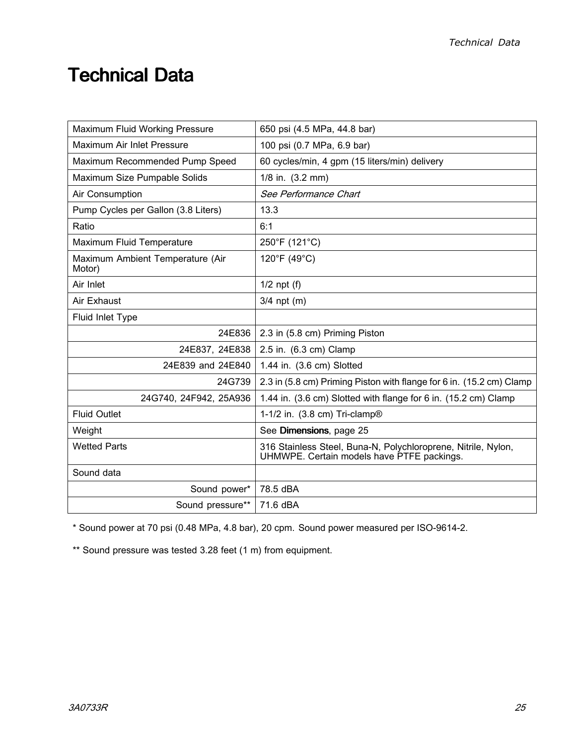# Technical Data

| | |
|---|---|
| Maximum Fluid Working Pressure | 650 psi (4.5 MPa, 44.8 bar) |
| Maximum Air Inlet Pressure | 100 psi (0.7 MPa, 6.9 bar) |
| Maximum Recommended Pump Speed | 60 cycles/min, 4 gpm (15 liters/min) delivery |
| Maximum Size Pumpable Solids | 1/8 in. (3.2 mm) |
| Air Consumption | *See Performance Chart* |
| Pump Cycles per Gallon (3.8 Liters) | 13.3 |
| Ratio | 6:1 |
| Maximum Fluid Temperature | 250°F (121°C) |
| Maximum Ambient Temperature (Air Motor) | 120°F (49°C) |
| Air Inlet | 1/2 npt (f) |
| Air Exhaust | 3/4 npt (m) |
| Fluid Inlet Type | |
| 24E836 | 2.3 in (5.8 cm) Priming Piston |
| 24E837, 24E838 | 2.5 in. (6.3 cm) Clamp |
| 24E839 and 24E840 | 1.44 in. (3.6 cm) Slotted |
| 24G739 | 2.3 in (5.8 cm) Priming Piston with flange for 6 in. (15.2 cm) Clamp |
| 24G740, 24F942, 25A936 | 1.44 in. (3.6 cm) Slotted with flange for 6 in. (15.2 cm) Clamp |
| Fluid Outlet | 1-1/2 in. (3.8 cm) Tri-clamp® |
| Weight | See **Dimensions**, page 25 |
| Wetted Parts | 316 Stainless Steel, Buna-N, Polychloroprene, Nitrile, Nylon, UHMWPE. Certain models have PTFE packings. |
| Sound data | |
| Sound power* | 78.5 dBA |
| Sound pressure** | 71.6 dBA |

\* Sound power at 70 psi (0.48 MPa, 4.8 bar), 20 cpm. Sound power measured per ISO-9614-2.

\*\* Sound pressure was tested 3.28 feet (1 m) from equipment.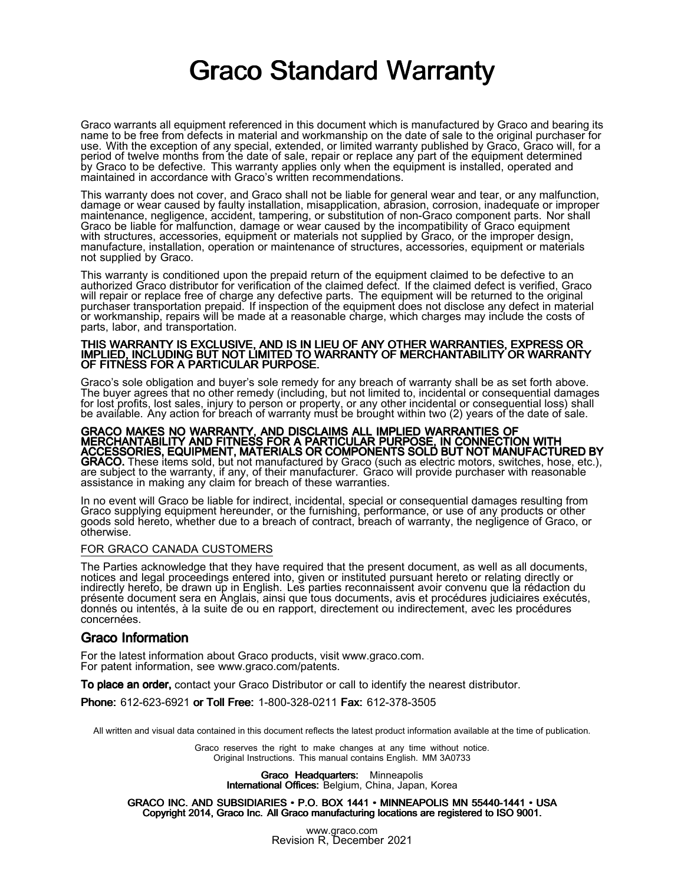# Graco Standard Warranty

Graco warrants all equipment referenced in this document which is manufactured by Graco and bearing its name to be free from defects in material and workmanship on the date of sale to the original purchaser for use. With the exception of any special, extended, or limited warranty published by Graco, Graco will, for a period of twelve months from the date of sale, repair or replace any part of the equipment determined by Graco to be defective. This warranty applies only when the equipment is installed, operated and maintained in accordance with Graco's written recommendations.

This warranty does not cover, and Graco shall not be liable for general wear and tear, or any malfunction, damage or wear caused by faulty installation, misapplication, abrasion, corrosion, inadequate or improper maintenance, negligence, accident, tampering, or substitution of non-Graco component parts. Nor shall Graco be liable for malfunction, damage or wear caused by the incompatibility of Graco equipment with structures, accessories, equipment or materials not supplied by Graco, or the improper design, manufacture, installation, operation or maintenance of structures, accessories, equipment or materials not supplied by Graco.

This warranty is conditioned upon the prepaid return of the equipment claimed to be defective to an authorized Graco distributor for verification of the claimed defect. If the claimed defect is verified, Graco will repair or replace free of charge any defective parts. The equipment will be returned to the original purchaser transportation prepaid. If inspection of the equipment does not disclose any defect in material or workmanship, repairs will be made at a reasonable charge, which charges may include the costs of parts, labor, and transportation.

**THIS WARRANTY IS EXCLUSIVE, AND IS IN LIEU OF ANY OTHER WARRANTIES, EXPRESS OR IMPLIED, INCLUDING BUT NOT LIMITED TO WARRANTY OF MERCHANTABILITY OR WARRANTY OF FITNESS FOR A PARTICULAR PURPOSE.**

Graco's sole obligation and buyer's sole remedy for any breach of warranty shall be as set forth above. The buyer agrees that no other remedy (including, but not limited to, incidental or consequential damages for lost profits, lost sales, injury to person or property, or any other incidental or consequential loss) shall be available. Any action for breach of warranty must be brought within two (2) years of the date of sale.

**GRACO MAKES NO WARRANTY, AND DISCLAIMS ALL IMPLIED WARRANTIES OF MERCHANTABILITY AND FITNESS FOR A PARTICULAR PURPOSE, IN CONNECTION WITH ACCESSORIES, EQUIPMENT, MATERIALS OR COMPONENTS SOLD BUT NOT MANUFACTURED BY GRACO.** These items sold, but not manufactured by Graco (such as electric motors, switches, hose, etc.), are subject to the warranty, if any, of their manufacturer. Graco will provide purchaser with reasonable assistance in making any claim for breach of these warranties.

In no event will Graco be liable for indirect, incidental, special or consequential damages resulting from Graco supplying equipment hereunder, or the furnishing, performance, or use of any products or other goods sold hereto, whether due to a breach of contract, breach of warranty, the negligence of Graco, or otherwise.

FOR GRACO CANADA CUSTOMERS

The Parties acknowledge that they have required that the present document, as well as all documents, notices and legal proceedings entered into, given or instituted pursuant hereto or relating directly or indirectly hereto, be drawn up in English. Les parties reconnaissent avoir convenu que la rédaction du présente document sera en Anglais, ainsi que tous documents, avis et procédures judiciaires exécutés, donnés ou intentés, à la suite de ou en rapport, directement ou indirectement, avec les procédures concernées.

## Graco Information

For the latest information about Graco products, visit www.graco.com.
For patent information, see www.graco.com/patents.

**To place an order,** contact your Graco Distributor or call to identify the nearest distributor.

**Phone:** 612-623-6921 **or Toll Free:** 1-800-328-0211 **Fax:** 612-378-3505

All written and visual data contained in this document reflects the latest product information available at the time of publication.

Graco reserves the right to make changes at any time without notice.
Original Instructions. This manual contains English. MM 3A0733

**Graco Headquarters:** Minneapolis
**International Offices:** Belgium, China, Japan, Korea

**GRACO INC. AND SUBSIDIARIES • P.O. BOX 1441 • MINNEAPOLIS MN 55440-1441 • USA**
**Copyright 2014, Graco Inc. All Graco manufacturing locations are registered to ISO 9001.**

www.graco.com
Revision R, December 2021